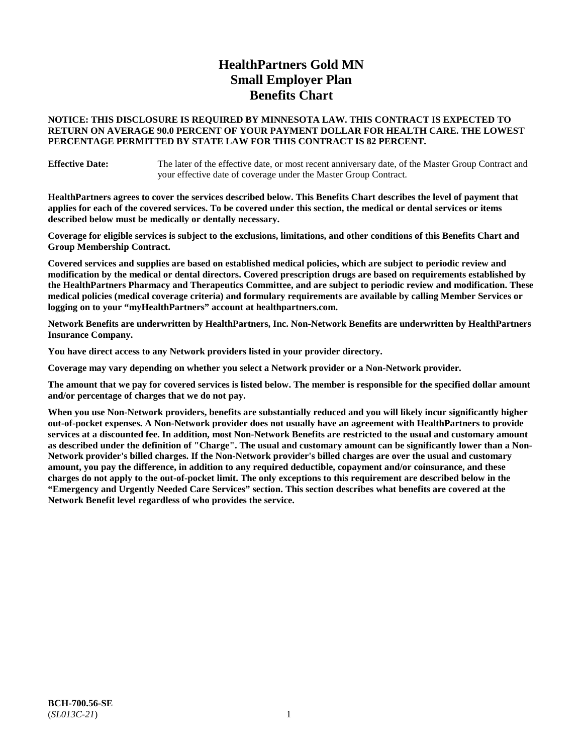# HealthPartners Gold MN
# Small Employer Plan
# Benefits Chart

**NOTICE: THIS DISCLOSURE IS REQUIRED BY MINNESOTA LAW. THIS CONTRACT IS EXPECTED TO RETURN ON AVERAGE 90.0 PERCENT OF YOUR PAYMENT DOLLAR FOR HEALTH CARE. THE LOWEST PERCENTAGE PERMITTED BY STATE LAW FOR THIS CONTRACT IS 82 PERCENT.**

**Effective Date:** The later of the effective date, or most recent anniversary date, of the Master Group Contract and your effective date of coverage under the Master Group Contract.

**HealthPartners agrees to cover the services described below. This Benefits Chart describes the level of payment that applies for each of the covered services. To be covered under this section, the medical or dental services or items described below must be medically or dentally necessary.**

**Coverage for eligible services is subject to the exclusions, limitations, and other conditions of this Benefits Chart and Group Membership Contract.**

**Covered services and supplies are based on established medical policies, which are subject to periodic review and modification by the medical or dental directors. Covered prescription drugs are based on requirements established by the HealthPartners Pharmacy and Therapeutics Committee, and are subject to periodic review and modification. These medical policies (medical coverage criteria) and formulary requirements are available by calling Member Services or logging on to your "myHealthPartners" account at healthpartners.com.**

**Network Benefits are underwritten by HealthPartners, Inc. Non-Network Benefits are underwritten by HealthPartners Insurance Company.**

**You have direct access to any Network providers listed in your provider directory.**

**Coverage may vary depending on whether you select a Network provider or a Non-Network provider.**

**The amount that we pay for covered services is listed below. The member is responsible for the specified dollar amount and/or percentage of charges that we do not pay.**

**When you use Non-Network providers, benefits are substantially reduced and you will likely incur significantly higher out-of-pocket expenses. A Non-Network provider does not usually have an agreement with HealthPartners to provide services at a discounted fee. In addition, most Non-Network Benefits are restricted to the usual and customary amount as described under the definition of "Charge". The usual and customary amount can be significantly lower than a Non-Network provider's billed charges. If the Non-Network provider's billed charges are over the usual and customary amount, you pay the difference, in addition to any required deductible, copayment and/or coinsurance, and these charges do not apply to the out-of-pocket limit. The only exceptions to this requirement are described below in the "Emergency and Urgently Needed Care Services" section. This section describes what benefits are covered at the Network Benefit level regardless of who provides the service.**

**BCH-700.56-SE**
(*SL013C-21*)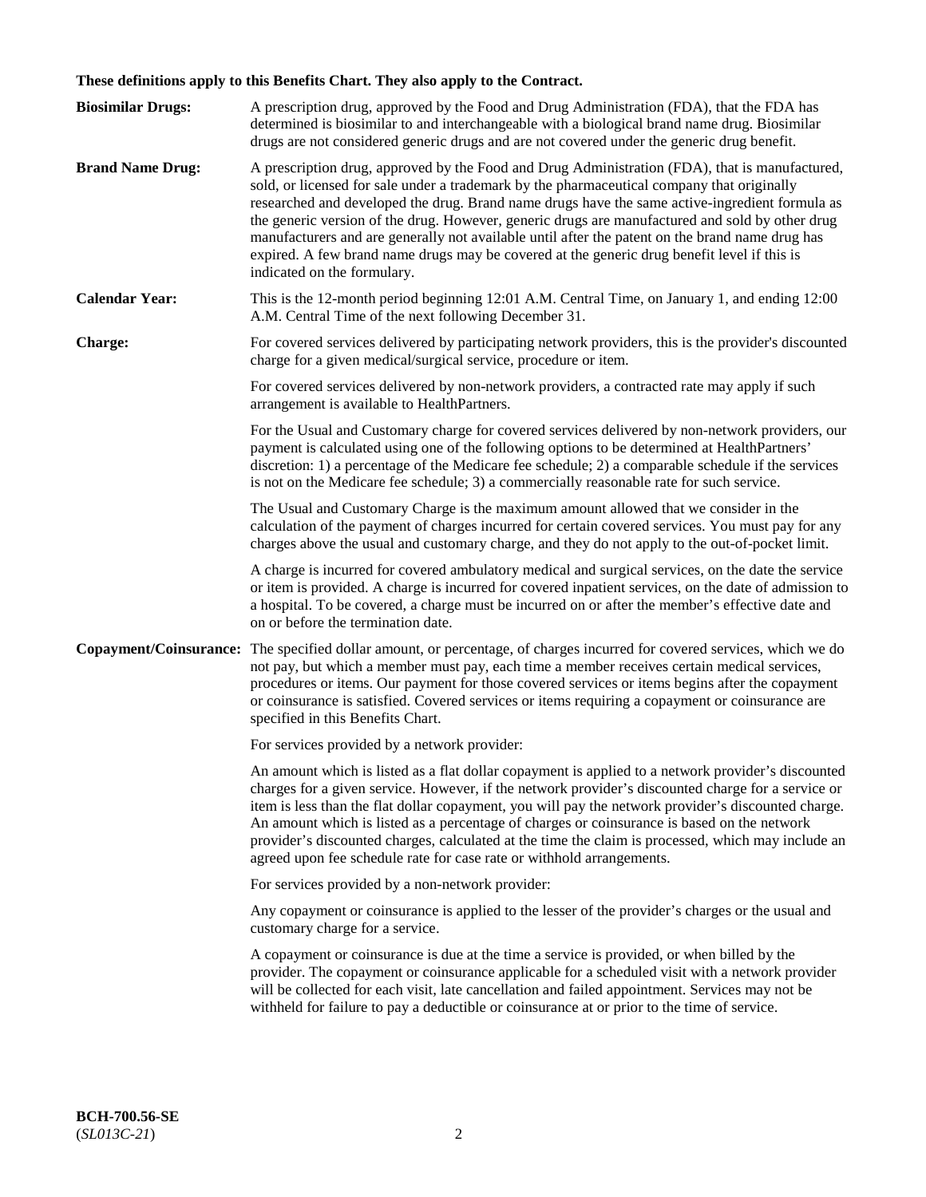**These definitions apply to this Benefits Chart. They also apply to the Contract.**

**Biosimilar Drugs:** A prescription drug, approved by the Food and Drug Administration (FDA), that the FDA has determined is biosimilar to and interchangeable with a biological brand name drug. Biosimilar drugs are not considered generic drugs and are not covered under the generic drug benefit.

**Brand Name Drug:** A prescription drug, approved by the Food and Drug Administration (FDA), that is manufactured, sold, or licensed for sale under a trademark by the pharmaceutical company that originally researched and developed the drug. Brand name drugs have the same active-ingredient formula as the generic version of the drug. However, generic drugs are manufactured and sold by other drug manufacturers and are generally not available until after the patent on the brand name drug has expired. A few brand name drugs may be covered at the generic drug benefit level if this is indicated on the formulary.

**Calendar Year:** This is the 12-month period beginning 12:01 A.M. Central Time, on January 1, and ending 12:00 A.M. Central Time of the next following December 31.

**Charge:** For covered services delivered by participating network providers, this is the provider's discounted charge for a given medical/surgical service, procedure or item.

For covered services delivered by non-network providers, a contracted rate may apply if such arrangement is available to HealthPartners.

For the Usual and Customary charge for covered services delivered by non-network providers, our payment is calculated using one of the following options to be determined at HealthPartners' discretion: 1) a percentage of the Medicare fee schedule; 2) a comparable schedule if the services is not on the Medicare fee schedule; 3) a commercially reasonable rate for such service.

The Usual and Customary Charge is the maximum amount allowed that we consider in the calculation of the payment of charges incurred for certain covered services. You must pay for any charges above the usual and customary charge, and they do not apply to the out-of-pocket limit.

A charge is incurred for covered ambulatory medical and surgical services, on the date the service or item is provided. A charge is incurred for covered inpatient services, on the date of admission to a hospital. To be covered, a charge must be incurred on or after the member's effective date and on or before the termination date.

**Copayment/Coinsurance:** The specified dollar amount, or percentage, of charges incurred for covered services, which we do not pay, but which a member must pay, each time a member receives certain medical services, procedures or items. Our payment for those covered services or items begins after the copayment or coinsurance is satisfied. Covered services or items requiring a copayment or coinsurance are specified in this Benefits Chart.

For services provided by a network provider:

An amount which is listed as a flat dollar copayment is applied to a network provider's discounted charges for a given service. However, if the network provider's discounted charge for a service or item is less than the flat dollar copayment, you will pay the network provider's discounted charge. An amount which is listed as a percentage of charges or coinsurance is based on the network provider's discounted charges, calculated at the time the claim is processed, which may include an agreed upon fee schedule rate for case rate or withhold arrangements.

For services provided by a non-network provider:

Any copayment or coinsurance is applied to the lesser of the provider's charges or the usual and customary charge for a service.

A copayment or coinsurance is due at the time a service is provided, or when billed by the provider. The copayment or coinsurance applicable for a scheduled visit with a network provider will be collected for each visit, late cancellation and failed appointment. Services may not be withheld for failure to pay a deductible or coinsurance at or prior to the time of service.

**BCH-700.56-SE**
(*SL013C-21*)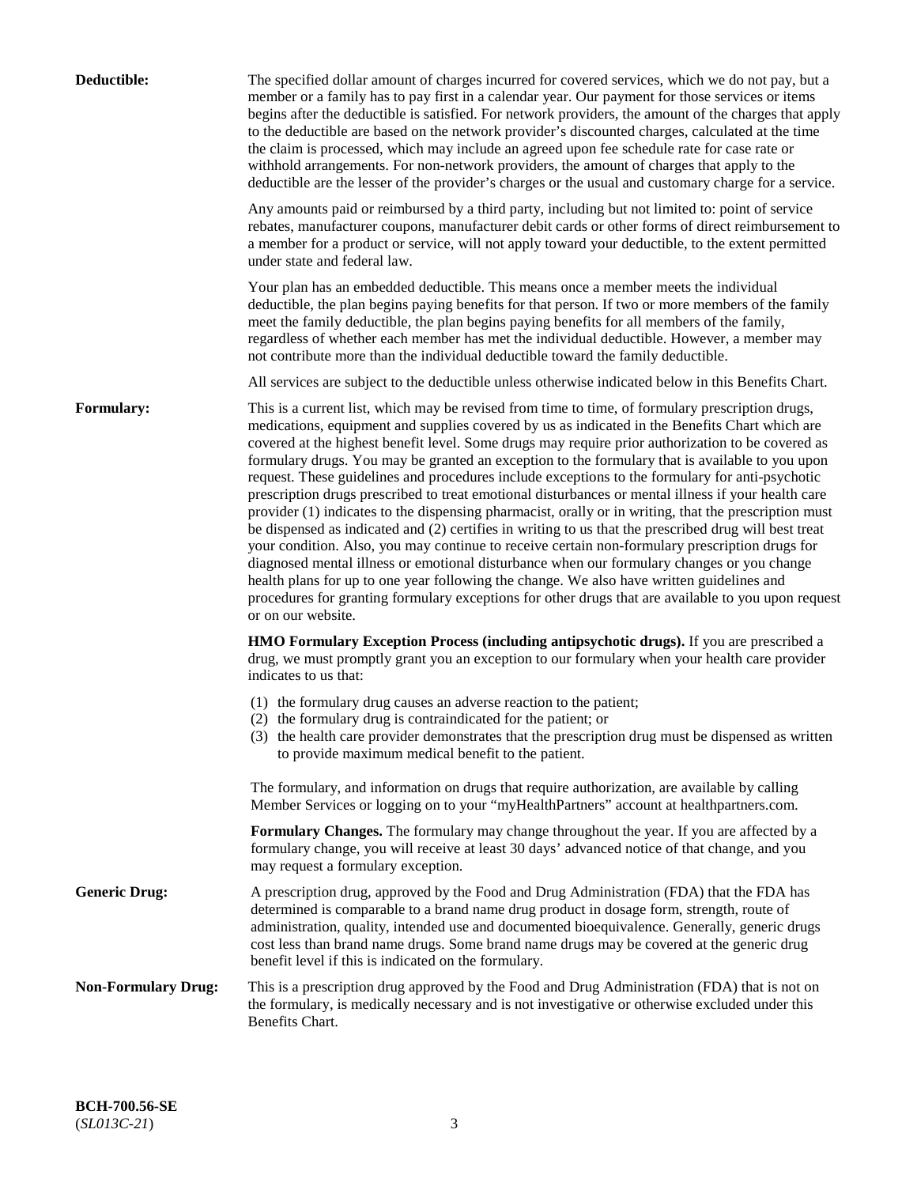**Deductible:** The specified dollar amount of charges incurred for covered services, which we do not pay, but a member or a family has to pay first in a calendar year. Our payment for those services or items begins after the deductible is satisfied. For network providers, the amount of the charges that apply to the deductible are based on the network provider's discounted charges, calculated at the time the claim is processed, which may include an agreed upon fee schedule rate for case rate or withhold arrangements. For non-network providers, the amount of charges that apply to the deductible are the lesser of the provider's charges or the usual and customary charge for a service.

Any amounts paid or reimbursed by a third party, including but not limited to: point of service rebates, manufacturer coupons, manufacturer debit cards or other forms of direct reimbursement to a member for a product or service, will not apply toward your deductible, to the extent permitted under state and federal law.

Your plan has an embedded deductible. This means once a member meets the individual deductible, the plan begins paying benefits for that person. If two or more members of the family meet the family deductible, the plan begins paying benefits for all members of the family, regardless of whether each member has met the individual deductible. However, a member may not contribute more than the individual deductible toward the family deductible.

All services are subject to the deductible unless otherwise indicated below in this Benefits Chart.

**Formulary:** This is a current list, which may be revised from time to time, of formulary prescription drugs, medications, equipment and supplies covered by us as indicated in the Benefits Chart which are covered at the highest benefit level. Some drugs may require prior authorization to be covered as formulary drugs. You may be granted an exception to the formulary that is available to you upon request. These guidelines and procedures include exceptions to the formulary for anti-psychotic prescription drugs prescribed to treat emotional disturbances or mental illness if your health care provider (1) indicates to the dispensing pharmacist, orally or in writing, that the prescription must be dispensed as indicated and (2) certifies in writing to us that the prescribed drug will best treat your condition. Also, you may continue to receive certain non-formulary prescription drugs for diagnosed mental illness or emotional disturbance when our formulary changes or you change health plans for up to one year following the change. We also have written guidelines and procedures for granting formulary exceptions for other drugs that are available to you upon request or on our website.

**HMO Formulary Exception Process (including antipsychotic drugs).** If you are prescribed a drug, we must promptly grant you an exception to our formulary when your health care provider indicates to us that:

(1) the formulary drug causes an adverse reaction to the patient;
(2) the formulary drug is contraindicated for the patient; or
(3) the health care provider demonstrates that the prescription drug must be dispensed as written to provide maximum medical benefit to the patient.

The formulary, and information on drugs that require authorization, are available by calling Member Services or logging on to your "myHealthPartners" account at healthpartners.com.

**Formulary Changes.** The formulary may change throughout the year. If you are affected by a formulary change, you will receive at least 30 days' advanced notice of that change, and you may request a formulary exception.

**Generic Drug:** A prescription drug, approved by the Food and Drug Administration (FDA) that the FDA has determined is comparable to a brand name drug product in dosage form, strength, route of administration, quality, intended use and documented bioequivalence. Generally, generic drugs cost less than brand name drugs. Some brand name drugs may be covered at the generic drug benefit level if this is indicated on the formulary.

**Non-Formulary Drug:** This is a prescription drug approved by the Food and Drug Administration (FDA) that is not on the formulary, is medically necessary and is not investigative or otherwise excluded under this Benefits Chart.

**BCH-700.56-SE**
(*SL013C-21*)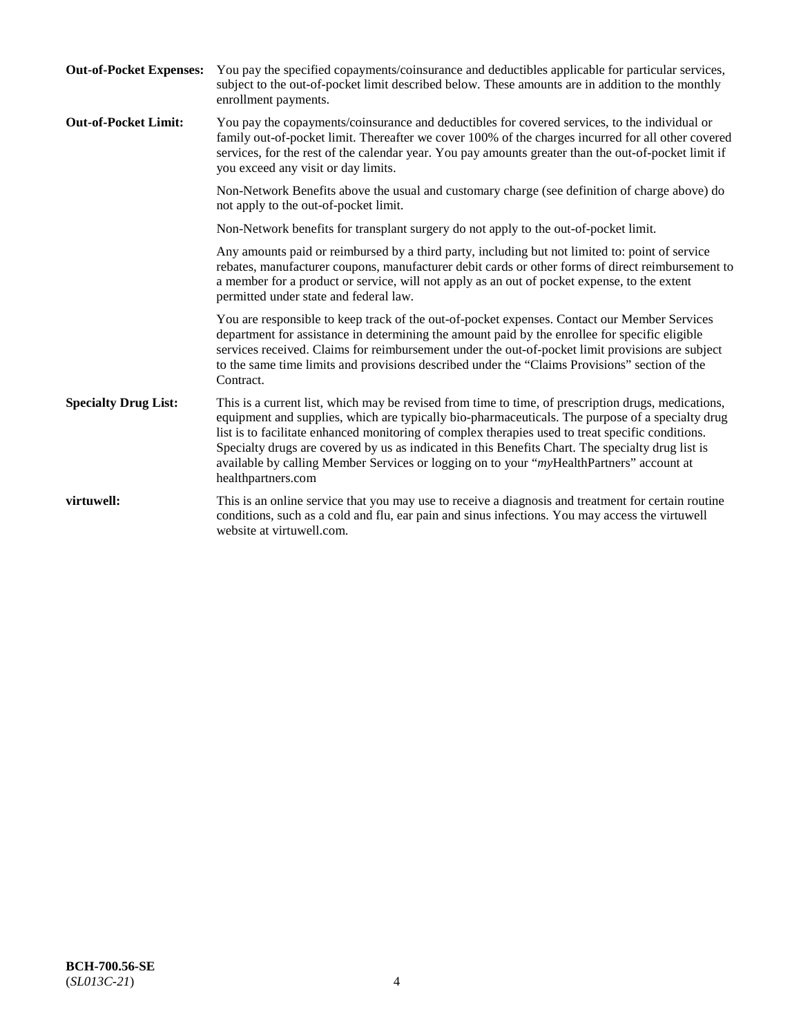**Out-of-Pocket Expenses:** You pay the specified copayments/coinsurance and deductibles applicable for particular services, subject to the out-of-pocket limit described below. These amounts are in addition to the monthly enrollment payments.

**Out-of-Pocket Limit:** You pay the copayments/coinsurance and deductibles for covered services, to the individual or family out-of-pocket limit. Thereafter we cover 100% of the charges incurred for all other covered services, for the rest of the calendar year. You pay amounts greater than the out-of-pocket limit if you exceed any visit or day limits.

Non-Network Benefits above the usual and customary charge (see definition of charge above) do not apply to the out-of-pocket limit.

Non-Network benefits for transplant surgery do not apply to the out-of-pocket limit.

Any amounts paid or reimbursed by a third party, including but not limited to: point of service rebates, manufacturer coupons, manufacturer debit cards or other forms of direct reimbursement to a member for a product or service, will not apply as an out of pocket expense, to the extent permitted under state and federal law.

You are responsible to keep track of the out-of-pocket expenses. Contact our Member Services department for assistance in determining the amount paid by the enrollee for specific eligible services received. Claims for reimbursement under the out-of-pocket limit provisions are subject to the same time limits and provisions described under the "Claims Provisions" section of the Contract.

**Specialty Drug List:** This is a current list, which may be revised from time to time, of prescription drugs, medications, equipment and supplies, which are typically bio-pharmaceuticals. The purpose of a specialty drug list is to facilitate enhanced monitoring of complex therapies used to treat specific conditions. Specialty drugs are covered by us as indicated in this Benefits Chart. The specialty drug list is available by calling Member Services or logging on to your "*my*HealthPartners" account at healthpartners.com

**virtuwell:** This is an online service that you may use to receive a diagnosis and treatment for certain routine conditions, such as a cold and flu, ear pain and sinus infections. You may access the virtuwell website at virtuwell.com.

**BCH-700.56-SE**
(*SL013C-21*)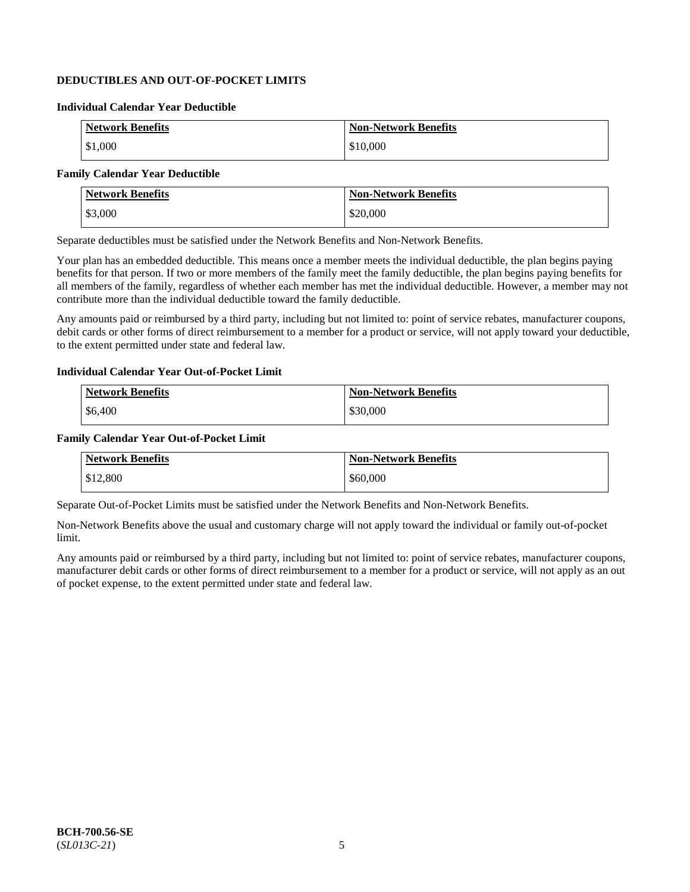## DEDUCTIBLES AND OUT-OF-POCKET LIMITS

### Individual Calendar Year Deductible

| Network Benefits | Non-Network Benefits |
|---|---|
| $1,000 | $10,000 |

### Family Calendar Year Deductible

| Network Benefits | Non-Network Benefits |
|---|---|
| $3,000 | $20,000 |

Separate deductibles must be satisfied under the Network Benefits and Non-Network Benefits.

Your plan has an embedded deductible. This means once a member meets the individual deductible, the plan begins paying benefits for that person. If two or more members of the family meet the family deductible, the plan begins paying benefits for all members of the family, regardless of whether each member has met the individual deductible. However, a member may not contribute more than the individual deductible toward the family deductible.

Any amounts paid or reimbursed by a third party, including but not limited to: point of service rebates, manufacturer coupons, debit cards or other forms of direct reimbursement to a member for a product or service, will not apply toward your deductible, to the extent permitted under state and federal law.

### Individual Calendar Year Out-of-Pocket Limit

| Network Benefits | Non-Network Benefits |
|---|---|
| $6,400 | $30,000 |

### Family Calendar Year Out-of-Pocket Limit

| Network Benefits | Non-Network Benefits |
|---|---|
| $12,800 | $60,000 |

Separate Out-of-Pocket Limits must be satisfied under the Network Benefits and Non-Network Benefits.

Non-Network Benefits above the usual and customary charge will not apply toward the individual or family out-of-pocket limit.

Any amounts paid or reimbursed by a third party, including but not limited to: point of service rebates, manufacturer coupons, manufacturer debit cards or other forms of direct reimbursement to a member for a product or service, will not apply as an out of pocket expense, to the extent permitted under state and federal law.

**BCH-700.56-SE**
(*SL013C-21*)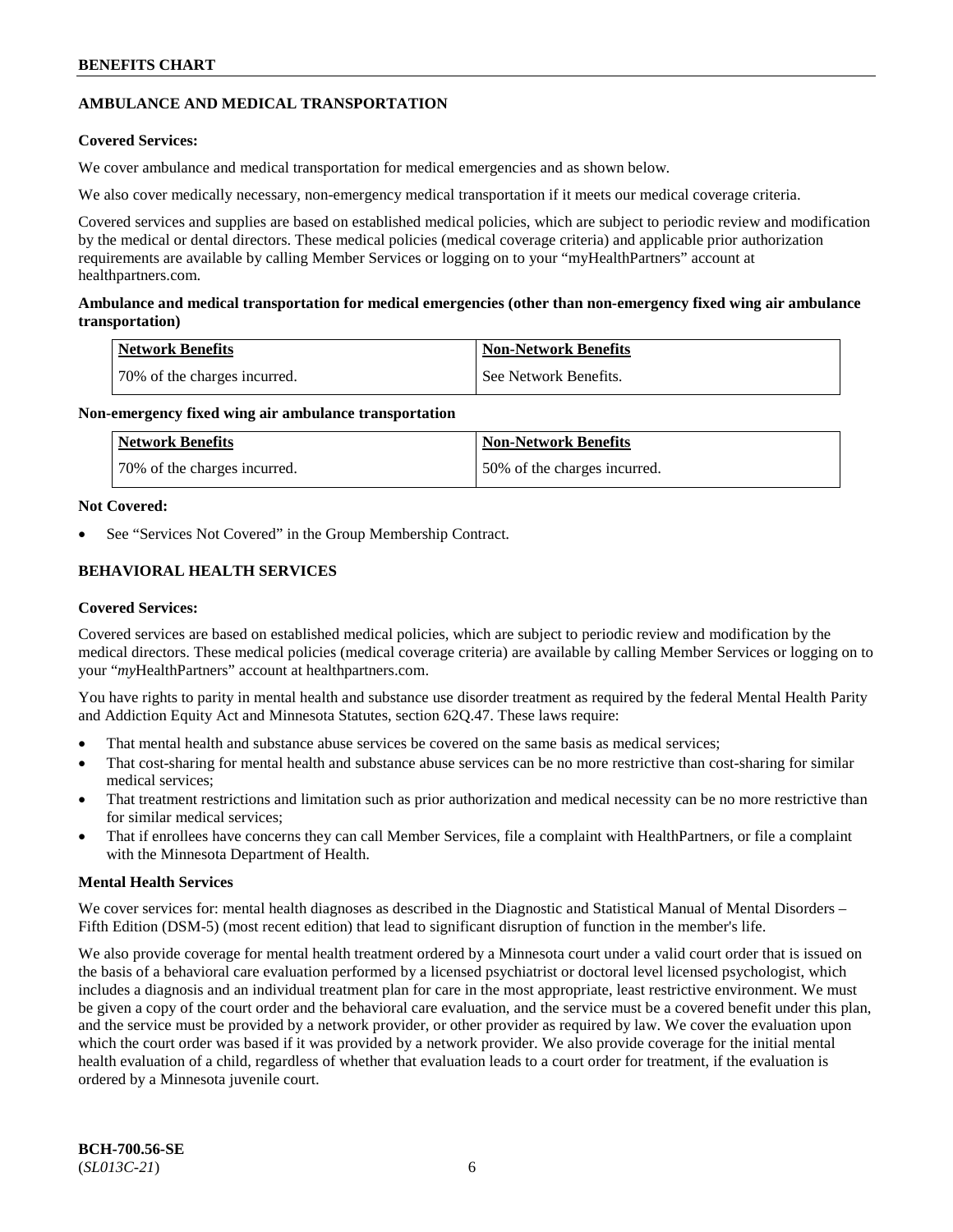## AMBULANCE AND MEDICAL TRANSPORTATION

**Covered Services:**

We cover ambulance and medical transportation for medical emergencies and as shown below.

We also cover medically necessary, non-emergency medical transportation if it meets our medical coverage criteria.

Covered services and supplies are based on established medical policies, which are subject to periodic review and modification by the medical or dental directors. These medical policies (medical coverage criteria) and applicable prior authorization requirements are available by calling Member Services or logging on to your "myHealthPartners" account at healthpartners.com.

**Ambulance and medical transportation for medical emergencies (other than non-emergency fixed wing air ambulance transportation)**

| Network Benefits | Non-Network Benefits |
|---|---|
| 70% of the charges incurred. | See Network Benefits. |

**Non-emergency fixed wing air ambulance transportation**

| Network Benefits | Non-Network Benefits |
|---|---|
| 70% of the charges incurred. | 50% of the charges incurred. |

**Not Covered:**

- See "Services Not Covered" in the Group Membership Contract.

## BEHAVIORAL HEALTH SERVICES

**Covered Services:**

Covered services are based on established medical policies, which are subject to periodic review and modification by the medical directors. These medical policies (medical coverage criteria) are available by calling Member Services or logging on to your "*my*HealthPartners" account at healthpartners.com.

You have rights to parity in mental health and substance use disorder treatment as required by the federal Mental Health Parity and Addiction Equity Act and Minnesota Statutes, section 62Q.47. These laws require:

- That mental health and substance abuse services be covered on the same basis as medical services;
- That cost-sharing for mental health and substance abuse services can be no more restrictive than cost-sharing for similar medical services;
- That treatment restrictions and limitation such as prior authorization and medical necessity can be no more restrictive than for similar medical services;
- That if enrollees have concerns they can call Member Services, file a complaint with HealthPartners, or file a complaint with the Minnesota Department of Health.

**Mental Health Services**

We cover services for: mental health diagnoses as described in the Diagnostic and Statistical Manual of Mental Disorders – Fifth Edition (DSM-5) (most recent edition) that lead to significant disruption of function in the member's life.

We also provide coverage for mental health treatment ordered by a Minnesota court under a valid court order that is issued on the basis of a behavioral care evaluation performed by a licensed psychiatrist or doctoral level licensed psychologist, which includes a diagnosis and an individual treatment plan for care in the most appropriate, least restrictive environment. We must be given a copy of the court order and the behavioral care evaluation, and the service must be a covered benefit under this plan, and the service must be provided by a network provider, or other provider as required by law. We cover the evaluation upon which the court order was based if it was provided by a network provider. We also provide coverage for the initial mental health evaluation of a child, regardless of whether that evaluation leads to a court order for treatment, if the evaluation is ordered by a Minnesota juvenile court.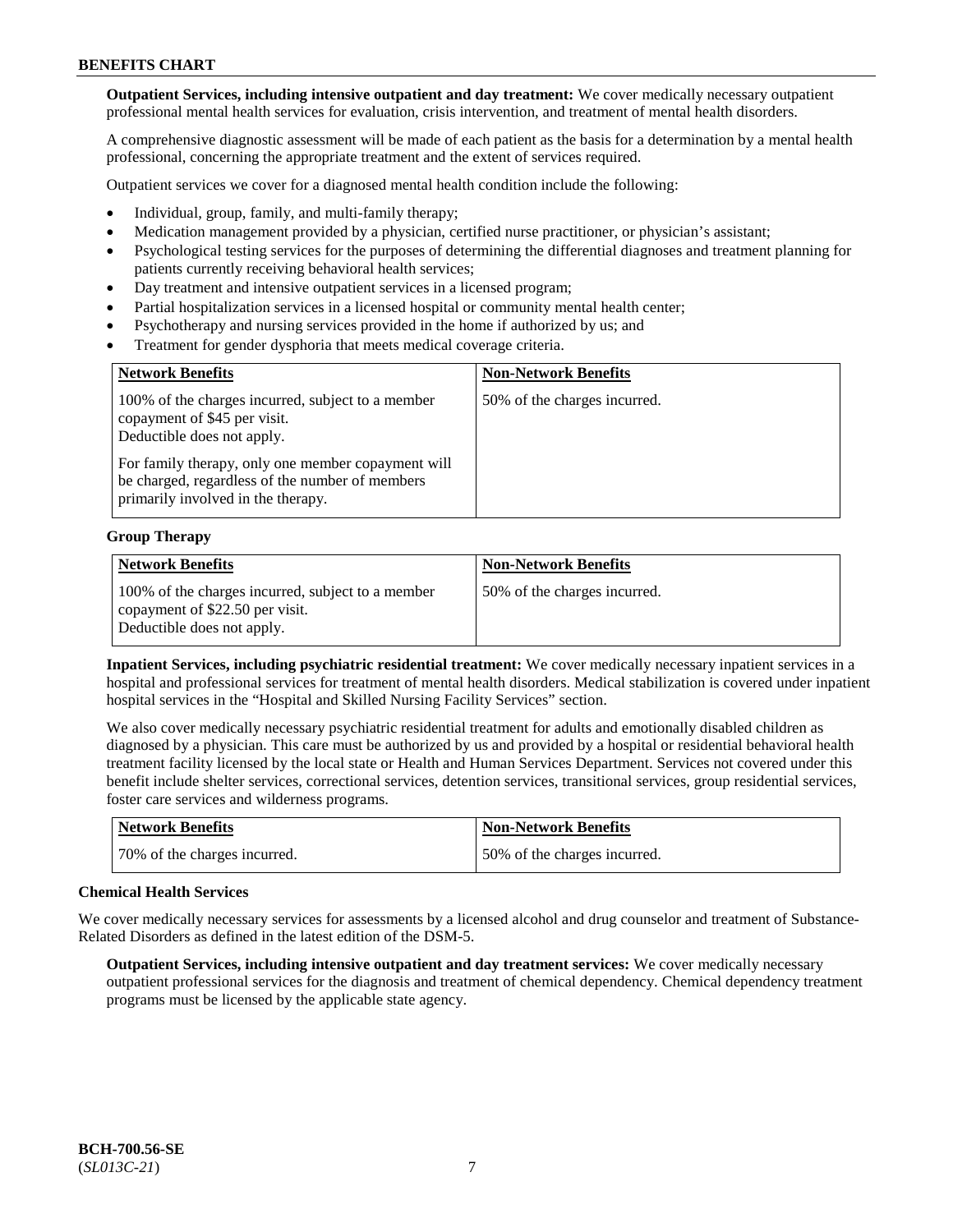**Outpatient Services, including intensive outpatient and day treatment:** We cover medically necessary outpatient professional mental health services for evaluation, crisis intervention, and treatment of mental health disorders.

A comprehensive diagnostic assessment will be made of each patient as the basis for a determination by a mental health professional, concerning the appropriate treatment and the extent of services required.

Outpatient services we cover for a diagnosed mental health condition include the following:

- Individual, group, family, and multi-family therapy;
- Medication management provided by a physician, certified nurse practitioner, or physician's assistant;
- Psychological testing services for the purposes of determining the differential diagnoses and treatment planning for patients currently receiving behavioral health services;
- Day treatment and intensive outpatient services in a licensed program;
- Partial hospitalization services in a licensed hospital or community mental health center;
- Psychotherapy and nursing services provided in the home if authorized by us; and
- Treatment for gender dysphoria that meets medical coverage criteria.

| Network Benefits | Non-Network Benefits |
|---|---|
| 100% of the charges incurred, subject to a member copayment of $45 per visit. Deductible does not apply.<br><br>For family therapy, only one member copayment will be charged, regardless of the number of members primarily involved in the therapy. | 50% of the charges incurred. |

**Group Therapy**

| Network Benefits | Non-Network Benefits |
|---|---|
| 100% of the charges incurred, subject to a member copayment of $22.50 per visit. Deductible does not apply. | 50% of the charges incurred. |

**Inpatient Services, including psychiatric residential treatment:** We cover medically necessary inpatient services in a hospital and professional services for treatment of mental health disorders. Medical stabilization is covered under inpatient hospital services in the "Hospital and Skilled Nursing Facility Services" section.

We also cover medically necessary psychiatric residential treatment for adults and emotionally disabled children as diagnosed by a physician. This care must be authorized by us and provided by a hospital or residential behavioral health treatment facility licensed by the local state or Health and Human Services Department. Services not covered under this benefit include shelter services, correctional services, detention services, transitional services, group residential services, foster care services and wilderness programs.

| Network Benefits | Non-Network Benefits |
|---|---|
| 70% of the charges incurred. | 50% of the charges incurred. |

**Chemical Health Services**

We cover medically necessary services for assessments by a licensed alcohol and drug counselor and treatment of Substance-Related Disorders as defined in the latest edition of the DSM-5.

**Outpatient Services, including intensive outpatient and day treatment services:** We cover medically necessary outpatient professional services for the diagnosis and treatment of chemical dependency. Chemical dependency treatment programs must be licensed by the applicable state agency.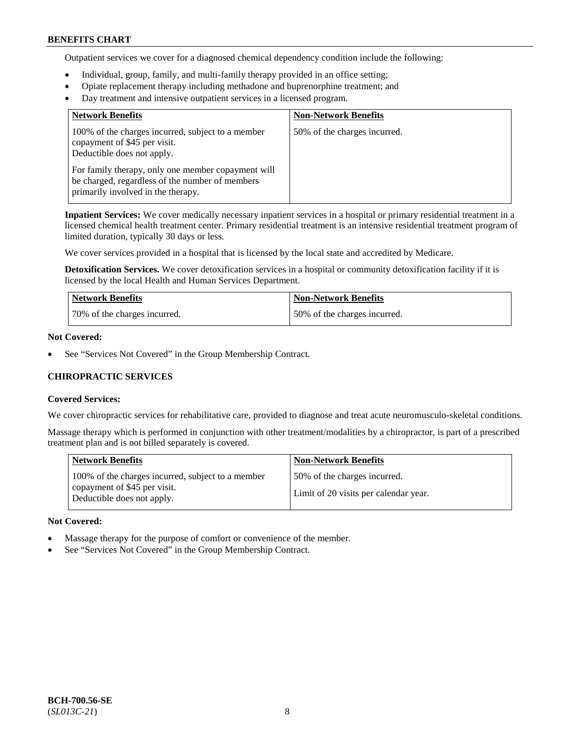Outpatient services we cover for a diagnosed chemical dependency condition include the following:

- Individual, group, family, and multi-family therapy provided in an office setting;
- Opiate replacement therapy including methadone and buprenorphine treatment; and
- Day treatment and intensive outpatient services in a licensed program.

| Network Benefits | Non-Network Benefits |
|---|---|
| 100% of the charges incurred, subject to a member copayment of $45 per visit. Deductible does not apply. For family therapy, only one member copayment will be charged, regardless of the number of members primarily involved in the therapy. | 50% of the charges incurred. |

**Inpatient Services:** We cover medically necessary inpatient services in a hospital or primary residential treatment in a licensed chemical health treatment center. Primary residential treatment is an intensive residential treatment program of limited duration, typically 30 days or less.

We cover services provided in a hospital that is licensed by the local state and accredited by Medicare.

**Detoxification Services.** We cover detoxification services in a hospital or community detoxification facility if it is licensed by the local Health and Human Services Department.

| Network Benefits | Non-Network Benefits |
|---|---|
| 70% of the charges incurred. | 50% of the charges incurred. |

**Not Covered:**

- See "Services Not Covered" in the Group Membership Contract.

## CHIROPRACTIC SERVICES

**Covered Services:**

We cover chiropractic services for rehabilitative care, provided to diagnose and treat acute neuromusculo-skeletal conditions.

Massage therapy which is performed in conjunction with other treatment/modalities by a chiropractor, is part of a prescribed treatment plan and is not billed separately is covered.

| Network Benefits | Non-Network Benefits |
|---|---|
| 100% of the charges incurred, subject to a member copayment of $45 per visit. Deductible does not apply. | 50% of the charges incurred. Limit of 20 visits per calendar year. |

**Not Covered:**

- Massage therapy for the purpose of comfort or convenience of the member.
- See "Services Not Covered" in the Group Membership Contract.

**BCH-700.56-SE**
(*SL013C-21*)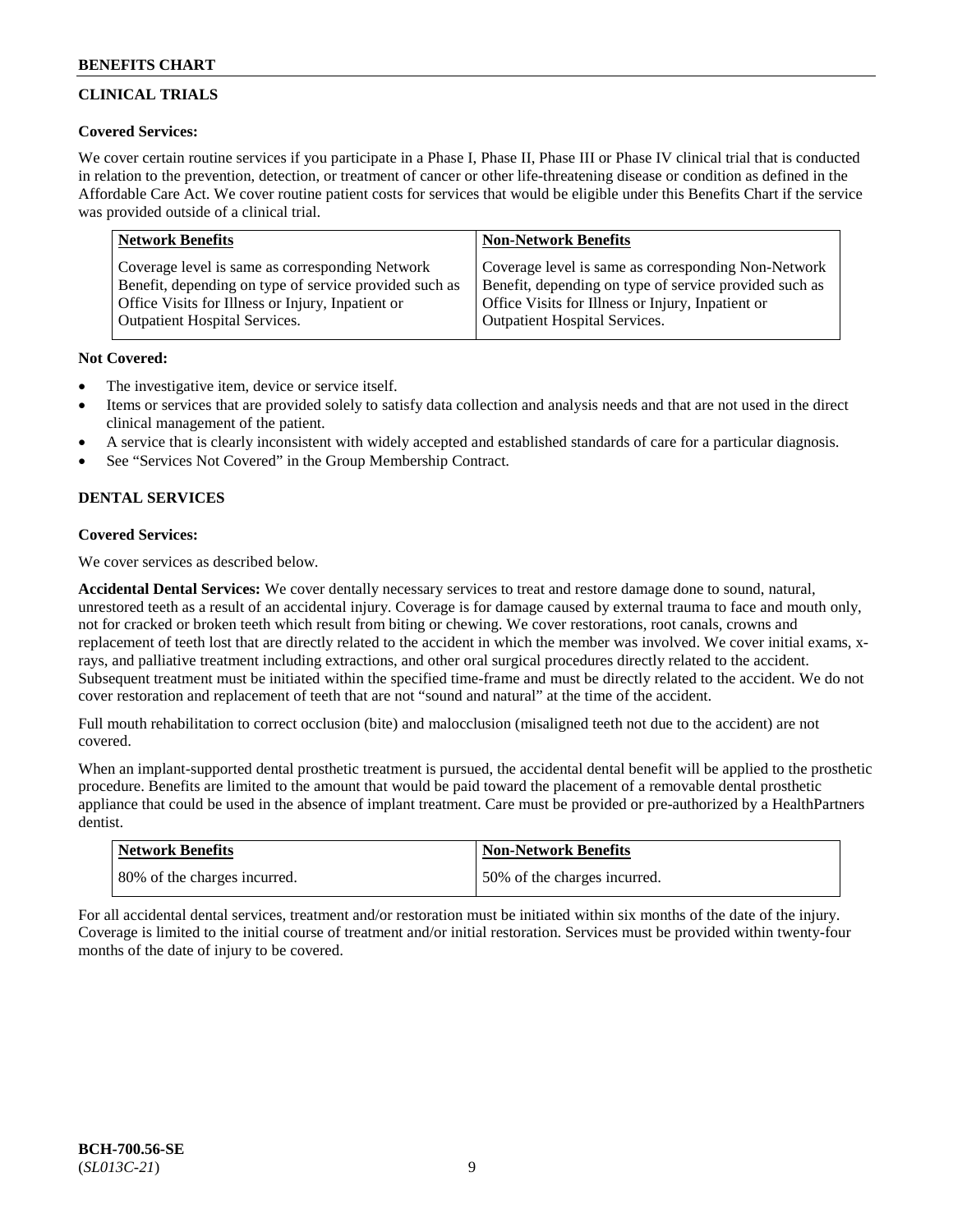## CLINICAL TRIALS

**Covered Services:**

We cover certain routine services if you participate in a Phase I, Phase II, Phase III or Phase IV clinical trial that is conducted in relation to the prevention, detection, or treatment of cancer or other life-threatening disease or condition as defined in the Affordable Care Act. We cover routine patient costs for services that would be eligible under this Benefits Chart if the service was provided outside of a clinical trial.

| Network Benefits | Non-Network Benefits |
| --- | --- |
| Coverage level is same as corresponding Network Benefit, depending on type of service provided such as Office Visits for Illness or Injury, Inpatient or Outpatient Hospital Services. | Coverage level is same as corresponding Non-Network Benefit, depending on type of service provided such as Office Visits for Illness or Injury, Inpatient or Outpatient Hospital Services. |

**Not Covered:**

- The investigative item, device or service itself.
- Items or services that are provided solely to satisfy data collection and analysis needs and that are not used in the direct clinical management of the patient.
- A service that is clearly inconsistent with widely accepted and established standards of care for a particular diagnosis.
- See "Services Not Covered" in the Group Membership Contract.

## DENTAL SERVICES

**Covered Services:**

We cover services as described below.

**Accidental Dental Services:** We cover dentally necessary services to treat and restore damage done to sound, natural, unrestored teeth as a result of an accidental injury. Coverage is for damage caused by external trauma to face and mouth only, not for cracked or broken teeth which result from biting or chewing. We cover restorations, root canals, crowns and replacement of teeth lost that are directly related to the accident in which the member was involved. We cover initial exams, x-rays, and palliative treatment including extractions, and other oral surgical procedures directly related to the accident. Subsequent treatment must be initiated within the specified time-frame and must be directly related to the accident. We do not cover restoration and replacement of teeth that are not "sound and natural" at the time of the accident.

Full mouth rehabilitation to correct occlusion (bite) and malocclusion (misaligned teeth not due to the accident) are not covered.

When an implant-supported dental prosthetic treatment is pursued, the accidental dental benefit will be applied to the prosthetic procedure. Benefits are limited to the amount that would be paid toward the placement of a removable dental prosthetic appliance that could be used in the absence of implant treatment. Care must be provided or pre-authorized by a HealthPartners dentist.

| Network Benefits | Non-Network Benefits |
| --- | --- |
| 80% of the charges incurred. | 50% of the charges incurred. |

For all accidental dental services, treatment and/or restoration must be initiated within six months of the date of the injury. Coverage is limited to the initial course of treatment and/or initial restoration. Services must be provided within twenty-four months of the date of injury to be covered.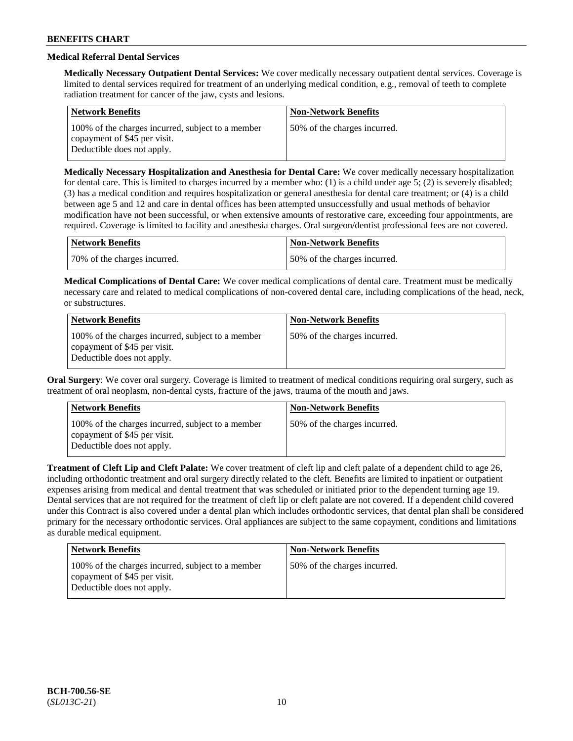### Medical Referral Dental Services

**Medically Necessary Outpatient Dental Services:** We cover medically necessary outpatient dental services. Coverage is limited to dental services required for treatment of an underlying medical condition, e.g., removal of teeth to complete radiation treatment for cancer of the jaw, cysts and lesions.

| Network Benefits | Non-Network Benefits |
|---|---|
| 100% of the charges incurred, subject to a member copayment of $45 per visit. Deductible does not apply. | 50% of the charges incurred. |

**Medically Necessary Hospitalization and Anesthesia for Dental Care:** We cover medically necessary hospitalization for dental care. This is limited to charges incurred by a member who: (1) is a child under age 5; (2) is severely disabled; (3) has a medical condition and requires hospitalization or general anesthesia for dental care treatment; or (4) is a child between age 5 and 12 and care in dental offices has been attempted unsuccessfully and usual methods of behavior modification have not been successful, or when extensive amounts of restorative care, exceeding four appointments, are required. Coverage is limited to facility and anesthesia charges. Oral surgeon/dentist professional fees are not covered.

| Network Benefits | Non-Network Benefits |
|---|---|
| 70% of the charges incurred. | 50% of the charges incurred. |

**Medical Complications of Dental Care:** We cover medical complications of dental care. Treatment must be medically necessary care and related to medical complications of non-covered dental care, including complications of the head, neck, or substructures.

| Network Benefits | Non-Network Benefits |
|---|---|
| 100% of the charges incurred, subject to a member copayment of $45 per visit. Deductible does not apply. | 50% of the charges incurred. |

**Oral Surgery**: We cover oral surgery. Coverage is limited to treatment of medical conditions requiring oral surgery, such as treatment of oral neoplasm, non-dental cysts, fracture of the jaws, trauma of the mouth and jaws.

| Network Benefits | Non-Network Benefits |
|---|---|
| 100% of the charges incurred, subject to a member copayment of $45 per visit. Deductible does not apply. | 50% of the charges incurred. |

**Treatment of Cleft Lip and Cleft Palate:** We cover treatment of cleft lip and cleft palate of a dependent child to age 26, including orthodontic treatment and oral surgery directly related to the cleft. Benefits are limited to inpatient or outpatient expenses arising from medical and dental treatment that was scheduled or initiated prior to the dependent turning age 19. Dental services that are not required for the treatment of cleft lip or cleft palate are not covered. If a dependent child covered under this Contract is also covered under a dental plan which includes orthodontic services, that dental plan shall be considered primary for the necessary orthodontic services. Oral appliances are subject to the same copayment, conditions and limitations as durable medical equipment.

| Network Benefits | Non-Network Benefits |
|---|---|
| 100% of the charges incurred, subject to a member copayment of $45 per visit. Deductible does not apply. | 50% of the charges incurred. |

BCH-700.56-SE
(*SL013C-21*)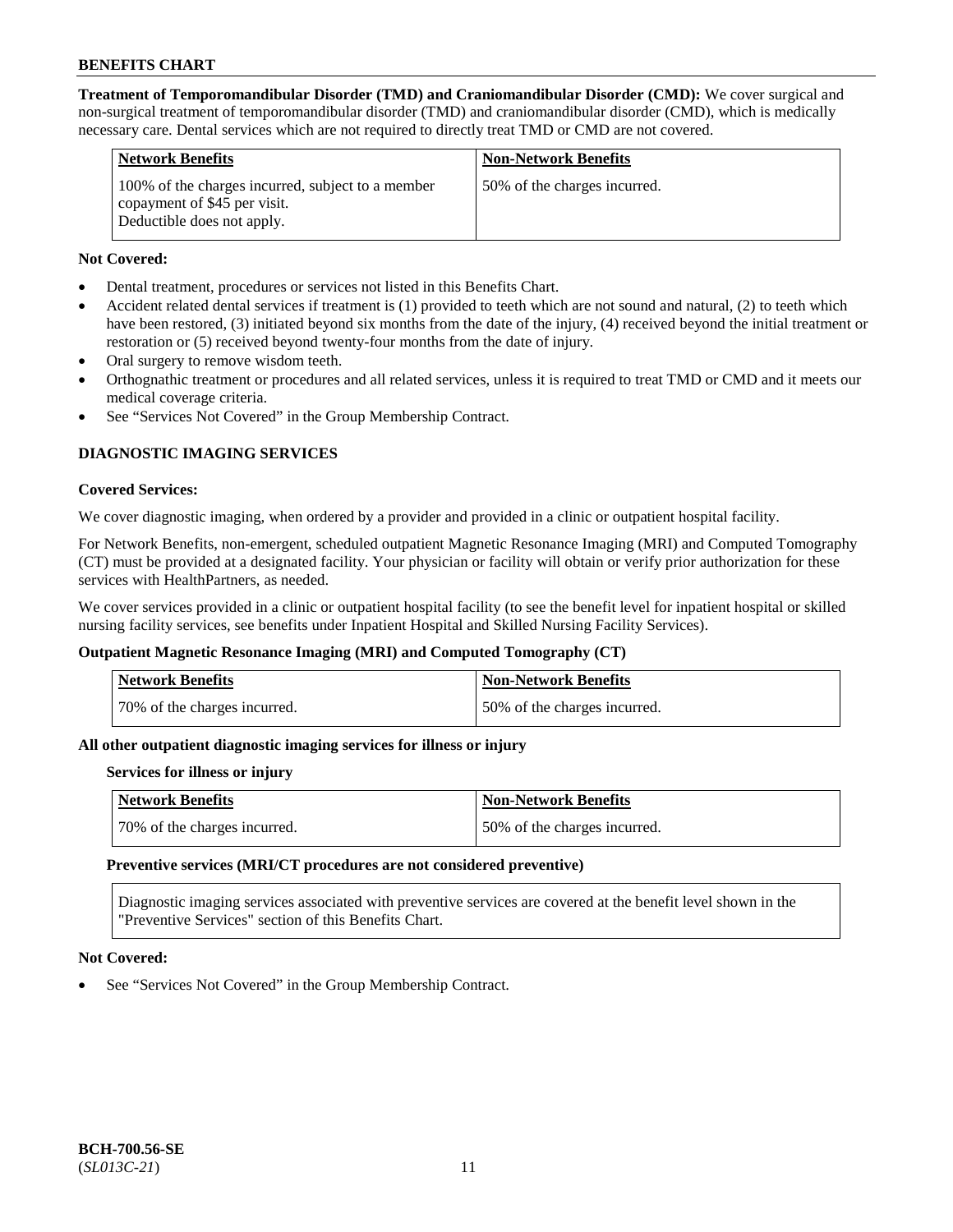**Treatment of Temporomandibular Disorder (TMD) and Craniomandibular Disorder (CMD):** We cover surgical and non-surgical treatment of temporomandibular disorder (TMD) and craniomandibular disorder (CMD), which is medically necessary care. Dental services which are not required to directly treat TMD or CMD are not covered.

| Network Benefits | Non-Network Benefits |
|---|---|
| 100% of the charges incurred, subject to a member copayment of $45 per visit. Deductible does not apply. | 50% of the charges incurred. |

**Not Covered:**

- Dental treatment, procedures or services not listed in this Benefits Chart.
- Accident related dental services if treatment is (1) provided to teeth which are not sound and natural, (2) to teeth which have been restored, (3) initiated beyond six months from the date of the injury, (4) received beyond the initial treatment or restoration or (5) received beyond twenty-four months from the date of injury.
- Oral surgery to remove wisdom teeth.
- Orthognathic treatment or procedures and all related services, unless it is required to treat TMD or CMD and it meets our medical coverage criteria.
- See "Services Not Covered" in the Group Membership Contract.

## DIAGNOSTIC IMAGING SERVICES

**Covered Services:**

We cover diagnostic imaging, when ordered by a provider and provided in a clinic or outpatient hospital facility.

For Network Benefits, non-emergent, scheduled outpatient Magnetic Resonance Imaging (MRI) and Computed Tomography (CT) must be provided at a designated facility. Your physician or facility will obtain or verify prior authorization for these services with HealthPartners, as needed.

We cover services provided in a clinic or outpatient hospital facility (to see the benefit level for inpatient hospital or skilled nursing facility services, see benefits under Inpatient Hospital and Skilled Nursing Facility Services).

**Outpatient Magnetic Resonance Imaging (MRI) and Computed Tomography (CT)**

| Network Benefits | Non-Network Benefits |
|---|---|
| 70% of the charges incurred. | 50% of the charges incurred. |

**All other outpatient diagnostic imaging services for illness or injury**

**Services for illness or injury**

| Network Benefits | Non-Network Benefits |
|---|---|
| 70% of the charges incurred. | 50% of the charges incurred. |

**Preventive services (MRI/CT procedures are not considered preventive)**

Diagnostic imaging services associated with preventive services are covered at the benefit level shown in the "Preventive Services" section of this Benefits Chart.

**Not Covered:**

- See "Services Not Covered" in the Group Membership Contract.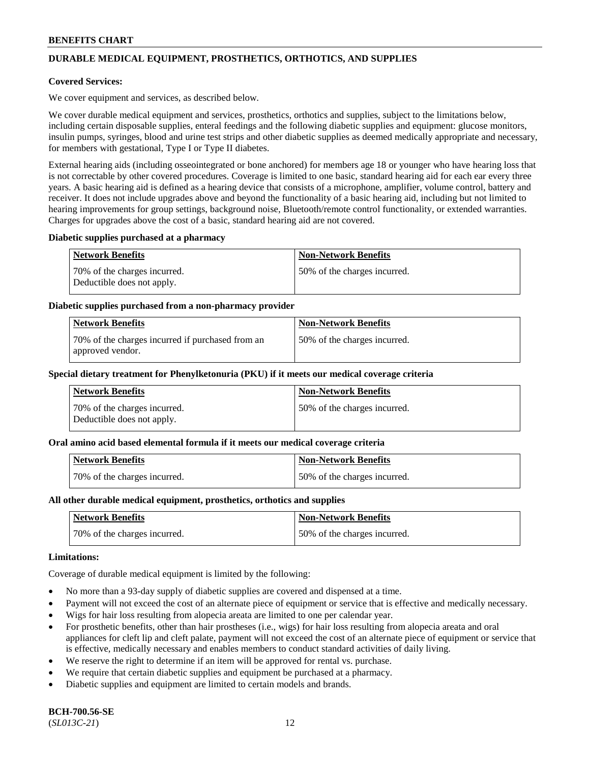## DURABLE MEDICAL EQUIPMENT, PROSTHETICS, ORTHOTICS, AND SUPPLIES

**Covered Services:**

We cover equipment and services, as described below.

We cover durable medical equipment and services, prosthetics, orthotics and supplies, subject to the limitations below, including certain disposable supplies, enteral feedings and the following diabetic supplies and equipment: glucose monitors, insulin pumps, syringes, blood and urine test strips and other diabetic supplies as deemed medically appropriate and necessary, for members with gestational, Type I or Type II diabetes.

External hearing aids (including osseointegrated or bone anchored) for members age 18 or younger who have hearing loss that is not correctable by other covered procedures. Coverage is limited to one basic, standard hearing aid for each ear every three years. A basic hearing aid is defined as a hearing device that consists of a microphone, amplifier, volume control, battery and receiver. It does not include upgrades above and beyond the functionality of a basic hearing aid, including but not limited to hearing improvements for group settings, background noise, Bluetooth/remote control functionality, or extended warranties. Charges for upgrades above the cost of a basic, standard hearing aid are not covered.

**Diabetic supplies purchased at a pharmacy**

| Network Benefits | Non-Network Benefits |
|---|---|
| 70% of the charges incurred. Deductible does not apply. | 50% of the charges incurred. |

**Diabetic supplies purchased from a non-pharmacy provider**

| Network Benefits | Non-Network Benefits |
|---|---|
| 70% of the charges incurred if purchased from an approved vendor. | 50% of the charges incurred. |

**Special dietary treatment for Phenylketonuria (PKU) if it meets our medical coverage criteria**

| Network Benefits | Non-Network Benefits |
|---|---|
| 70% of the charges incurred. Deductible does not apply. | 50% of the charges incurred. |

**Oral amino acid based elemental formula if it meets our medical coverage criteria**

| Network Benefits | Non-Network Benefits |
|---|---|
| 70% of the charges incurred. | 50% of the charges incurred. |

**All other durable medical equipment, prosthetics, orthotics and supplies**

| Network Benefits | Non-Network Benefits |
|---|---|
| 70% of the charges incurred. | 50% of the charges incurred. |

**Limitations:**

Coverage of durable medical equipment is limited by the following:

- No more than a 93-day supply of diabetic supplies are covered and dispensed at a time.
- Payment will not exceed the cost of an alternate piece of equipment or service that is effective and medically necessary.
- Wigs for hair loss resulting from alopecia areata are limited to one per calendar year.
- For prosthetic benefits, other than hair prostheses (i.e., wigs) for hair loss resulting from alopecia areata and oral appliances for cleft lip and cleft palate, payment will not exceed the cost of an alternate piece of equipment or service that is effective, medically necessary and enables members to conduct standard activities of daily living.
- We reserve the right to determine if an item will be approved for rental vs. purchase.
- We require that certain diabetic supplies and equipment be purchased at a pharmacy.
- Diabetic supplies and equipment are limited to certain models and brands.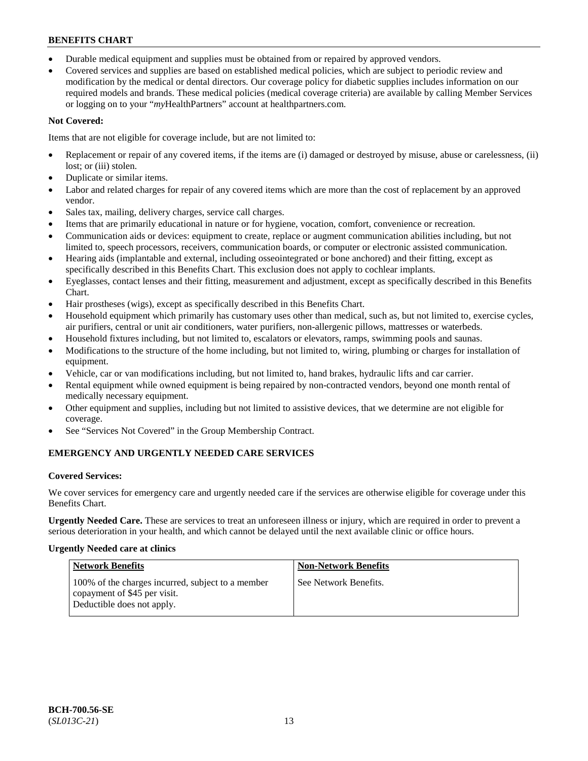- Durable medical equipment and supplies must be obtained from or repaired by approved vendors.
- Covered services and supplies are based on established medical policies, which are subject to periodic review and modification by the medical or dental directors. Our coverage policy for diabetic supplies includes information on our required models and brands. These medical policies (medical coverage criteria) are available by calling Member Services or logging on to your "*my*HealthPartners" account at healthpartners.com.

**Not Covered:**

Items that are not eligible for coverage include, but are not limited to:

- Replacement or repair of any covered items, if the items are (i) damaged or destroyed by misuse, abuse or carelessness, (ii) lost; or (iii) stolen.
- Duplicate or similar items.
- Labor and related charges for repair of any covered items which are more than the cost of replacement by an approved vendor.
- Sales tax, mailing, delivery charges, service call charges.
- Items that are primarily educational in nature or for hygiene, vocation, comfort, convenience or recreation.
- Communication aids or devices: equipment to create, replace or augment communication abilities including, but not limited to, speech processors, receivers, communication boards, or computer or electronic assisted communication.
- Hearing aids (implantable and external, including osseointegrated or bone anchored) and their fitting, except as specifically described in this Benefits Chart. This exclusion does not apply to cochlear implants.
- Eyeglasses, contact lenses and their fitting, measurement and adjustment, except as specifically described in this Benefits Chart.
- Hair prostheses (wigs), except as specifically described in this Benefits Chart.
- Household equipment which primarily has customary uses other than medical, such as, but not limited to, exercise cycles, air purifiers, central or unit air conditioners, water purifiers, non-allergenic pillows, mattresses or waterbeds.
- Household fixtures including, but not limited to, escalators or elevators, ramps, swimming pools and saunas.
- Modifications to the structure of the home including, but not limited to, wiring, plumbing or charges for installation of equipment.
- Vehicle, car or van modifications including, but not limited to, hand brakes, hydraulic lifts and car carrier.
- Rental equipment while owned equipment is being repaired by non-contracted vendors, beyond one month rental of medically necessary equipment.
- Other equipment and supplies, including but not limited to assistive devices, that we determine are not eligible for coverage.
- See "Services Not Covered" in the Group Membership Contract.

**EMERGENCY AND URGENTLY NEEDED CARE SERVICES**

**Covered Services:**

We cover services for emergency care and urgently needed care if the services are otherwise eligible for coverage under this Benefits Chart.

**Urgently Needed Care.** These are services to treat an unforeseen illness or injury, which are required in order to prevent a serious deterioration in your health, and which cannot be delayed until the next available clinic or office hours.

**Urgently Needed care at clinics**

| Network Benefits | Non-Network Benefits |
| --- | --- |
| 100% of the charges incurred, subject to a member copayment of $45 per visit. Deductible does not apply. | See Network Benefits. |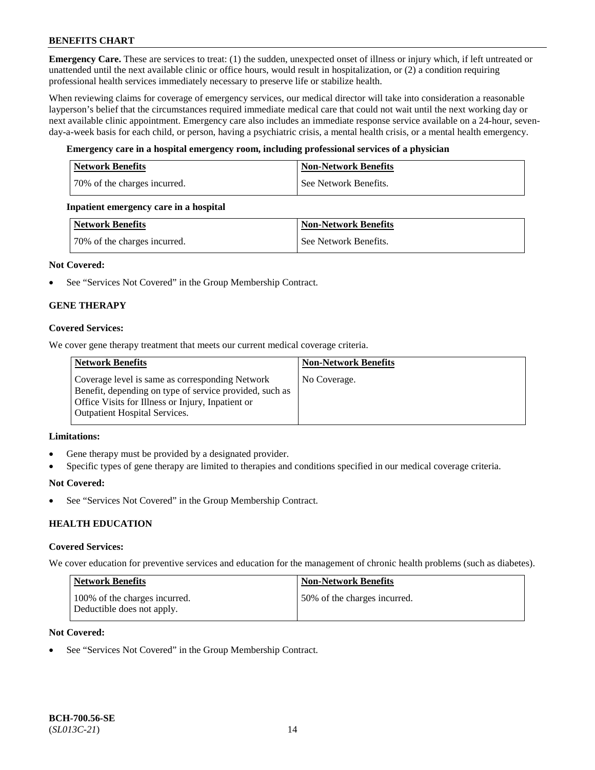**Emergency Care.** These are services to treat: (1) the sudden, unexpected onset of illness or injury which, if left untreated or unattended until the next available clinic or office hours, would result in hospitalization, or (2) a condition requiring professional health services immediately necessary to preserve life or stabilize health.

When reviewing claims for coverage of emergency services, our medical director will take into consideration a reasonable layperson's belief that the circumstances required immediate medical care that could not wait until the next working day or next available clinic appointment. Emergency care also includes an immediate response service available on a 24-hour, seven-day-a-week basis for each child, or person, having a psychiatric crisis, a mental health crisis, or a mental health emergency.

**Emergency care in a hospital emergency room, including professional services of a physician**

| Network Benefits | Non-Network Benefits |
|---|---|
| 70% of the charges incurred. | See Network Benefits. |

**Inpatient emergency care in a hospital**

| Network Benefits | Non-Network Benefits |
|---|---|
| 70% of the charges incurred. | See Network Benefits. |

**Not Covered:**

- See "Services Not Covered" in the Group Membership Contract.

## GENE THERAPY

**Covered Services:**

We cover gene therapy treatment that meets our current medical coverage criteria.

| Network Benefits | Non-Network Benefits |
|---|---|
| Coverage level is same as corresponding Network Benefit, depending on type of service provided, such as Office Visits for Illness or Injury, Inpatient or Outpatient Hospital Services. | No Coverage. |

**Limitations:**

- Gene therapy must be provided by a designated provider.
- Specific types of gene therapy are limited to therapies and conditions specified in our medical coverage criteria.

**Not Covered:**

- See "Services Not Covered" in the Group Membership Contract.

## HEALTH EDUCATION

**Covered Services:**

We cover education for preventive services and education for the management of chronic health problems (such as diabetes).

| Network Benefits | Non-Network Benefits |
|---|---|
| 100% of the charges incurred. Deductible does not apply. | 50% of the charges incurred. |

**Not Covered:**

- See "Services Not Covered" in the Group Membership Contract.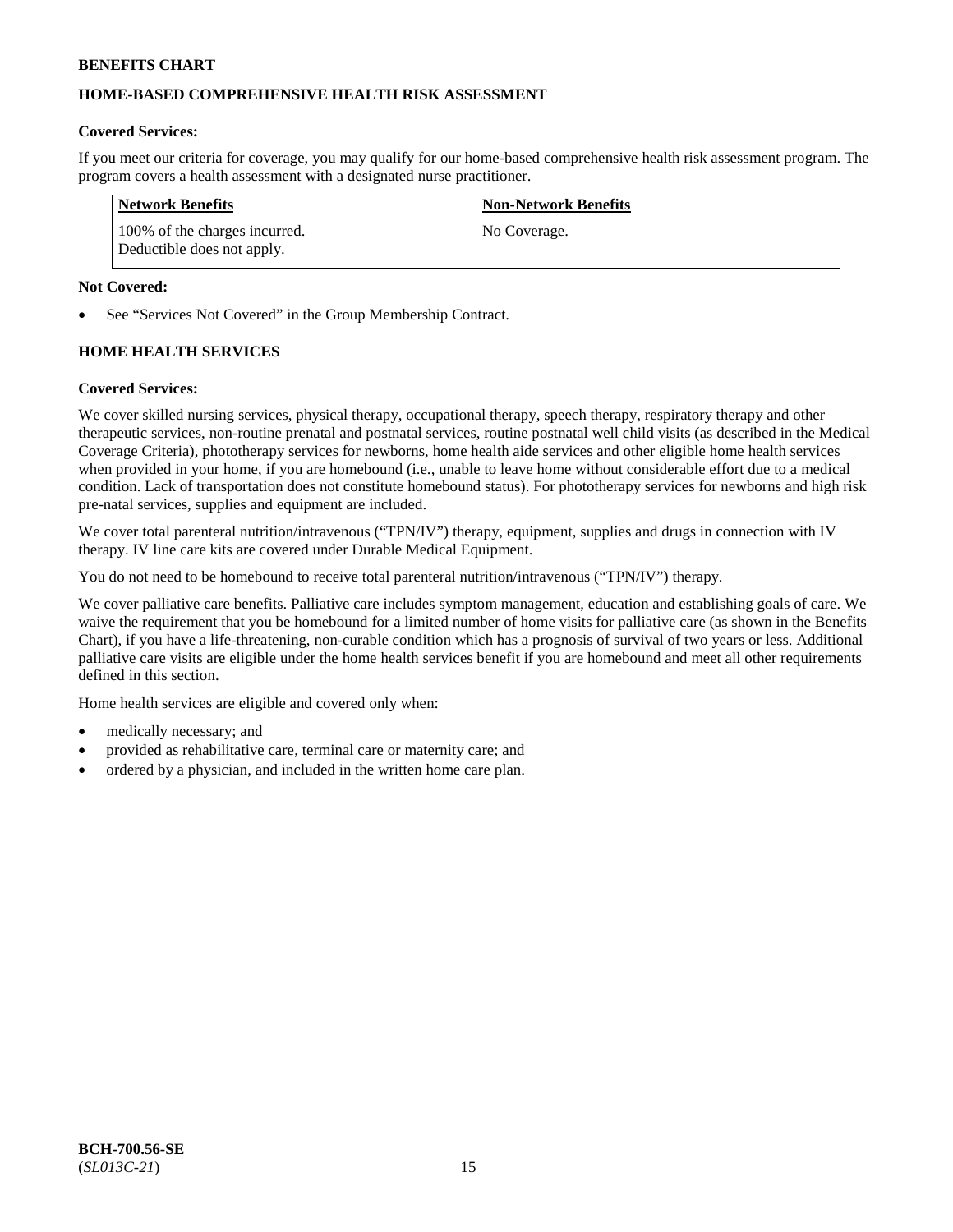## HOME-BASED COMPREHENSIVE HEALTH RISK ASSESSMENT

**Covered Services:**

If you meet our criteria for coverage, you may qualify for our home-based comprehensive health risk assessment program. The program covers a health assessment with a designated nurse practitioner.

| Network Benefits | Non-Network Benefits |
| --- | --- |
| 100% of the charges incurred. Deductible does not apply. | No Coverage. |

**Not Covered:**

- See "Services Not Covered" in the Group Membership Contract.

## HOME HEALTH SERVICES

**Covered Services:**

We cover skilled nursing services, physical therapy, occupational therapy, speech therapy, respiratory therapy and other therapeutic services, non-routine prenatal and postnatal services, routine postnatal well child visits (as described in the Medical Coverage Criteria), phototherapy services for newborns, home health aide services and other eligible home health services when provided in your home, if you are homebound (i.e., unable to leave home without considerable effort due to a medical condition. Lack of transportation does not constitute homebound status). For phototherapy services for newborns and high risk pre-natal services, supplies and equipment are included.

We cover total parenteral nutrition/intravenous ("TPN/IV") therapy, equipment, supplies and drugs in connection with IV therapy. IV line care kits are covered under Durable Medical Equipment.

You do not need to be homebound to receive total parenteral nutrition/intravenous ("TPN/IV") therapy.

We cover palliative care benefits. Palliative care includes symptom management, education and establishing goals of care. We waive the requirement that you be homebound for a limited number of home visits for palliative care (as shown in the Benefits Chart), if you have a life-threatening, non-curable condition which has a prognosis of survival of two years or less. Additional palliative care visits are eligible under the home health services benefit if you are homebound and meet all other requirements defined in this section.

Home health services are eligible and covered only when:

- medically necessary; and
- provided as rehabilitative care, terminal care or maternity care; and
- ordered by a physician, and included in the written home care plan.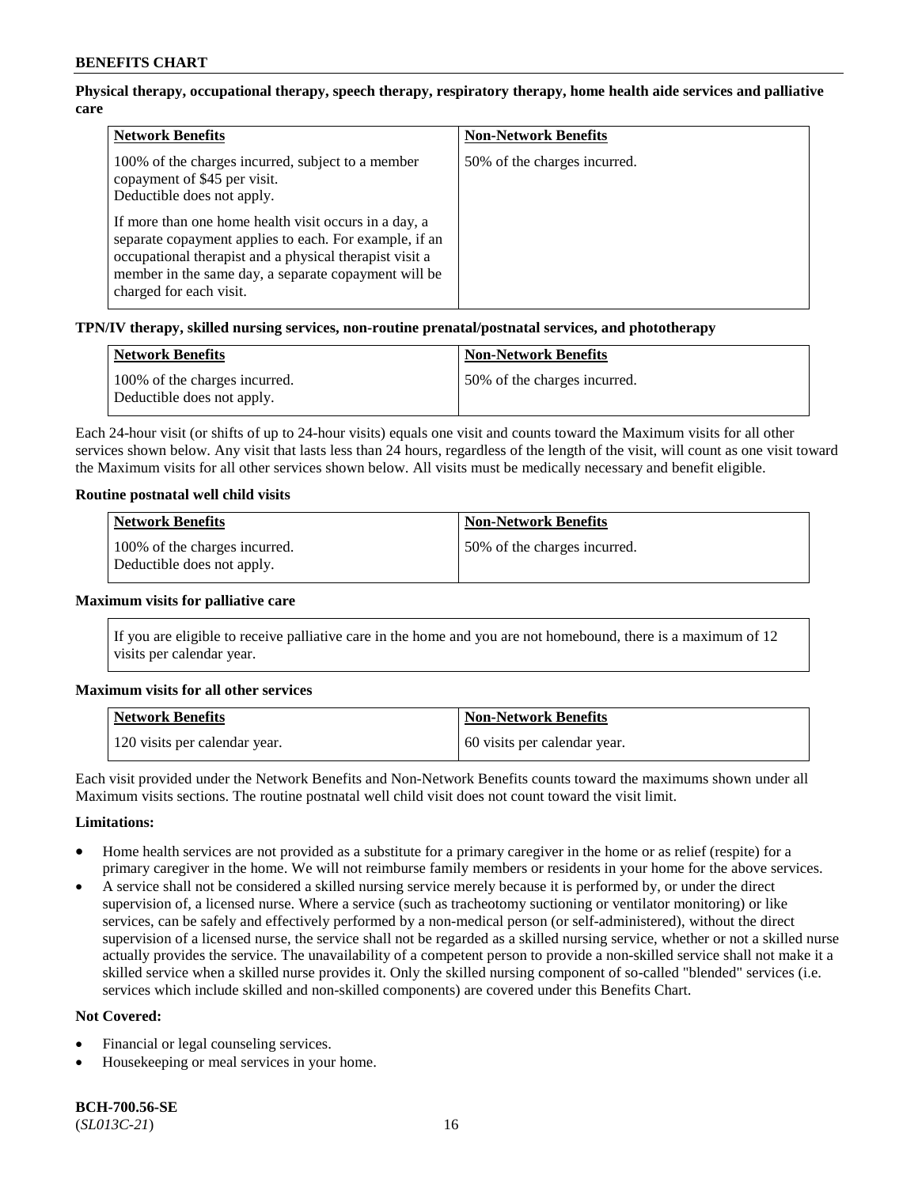**Physical therapy, occupational therapy, speech therapy, respiratory therapy, home health aide services and palliative care**

| Network Benefits | Non-Network Benefits |
| --- | --- |
| 100% of the charges incurred, subject to a member copayment of $45 per visit. Deductible does not apply.<br><br>If more than one home health visit occurs in a day, a separate copayment applies to each. For example, if an occupational therapist and a physical therapist visit a member in the same day, a separate copayment will be charged for each visit. | 50% of the charges incurred. |

**TPN/IV therapy, skilled nursing services, non-routine prenatal/postnatal services, and phototherapy**

| Network Benefits | Non-Network Benefits |
| --- | --- |
| 100% of the charges incurred. Deductible does not apply. | 50% of the charges incurred. |

Each 24-hour visit (or shifts of up to 24-hour visits) equals one visit and counts toward the Maximum visits for all other services shown below. Any visit that lasts less than 24 hours, regardless of the length of the visit, will count as one visit toward the Maximum visits for all other services shown below. All visits must be medically necessary and benefit eligible.

**Routine postnatal well child visits**

| Network Benefits | Non-Network Benefits |
| --- | --- |
| 100% of the charges incurred. Deductible does not apply. | 50% of the charges incurred. |

**Maximum visits for palliative care**

If you are eligible to receive palliative care in the home and you are not homebound, there is a maximum of 12 visits per calendar year.

**Maximum visits for all other services**

| Network Benefits | Non-Network Benefits |
| --- | --- |
| 120 visits per calendar year. | 60 visits per calendar year. |

Each visit provided under the Network Benefits and Non-Network Benefits counts toward the maximums shown under all Maximum visits sections. The routine postnatal well child visit does not count toward the visit limit.

**Limitations:**

- Home health services are not provided as a substitute for a primary caregiver in the home or as relief (respite) for a primary caregiver in the home. We will not reimburse family members or residents in your home for the above services.
- A service shall not be considered a skilled nursing service merely because it is performed by, or under the direct supervision of, a licensed nurse. Where a service (such as tracheotomy suctioning or ventilator monitoring) or like services, can be safely and effectively performed by a non-medical person (or self-administered), without the direct supervision of a licensed nurse, the service shall not be regarded as a skilled nursing service, whether or not a skilled nurse actually provides the service. The unavailability of a competent person to provide a non-skilled service shall not make it a skilled service when a skilled nurse provides it. Only the skilled nursing component of so-called "blended" services (i.e. services which include skilled and non-skilled components) are covered under this Benefits Chart.

**Not Covered:**

- Financial or legal counseling services.
- Housekeeping or meal services in your home.

**BCH-700.56-SE**
(*SL013C-21*)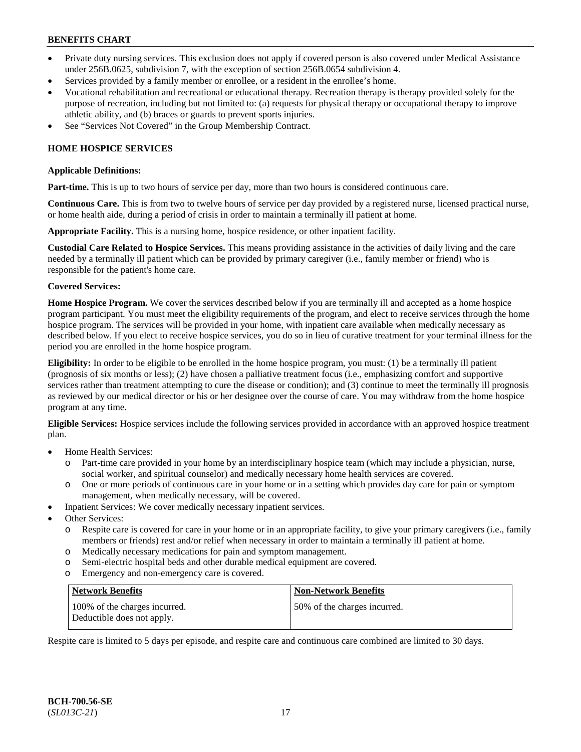- Private duty nursing services. This exclusion does not apply if covered person is also covered under Medical Assistance under 256B.0625, subdivision 7, with the exception of section 256B.0654 subdivision 4.
- Services provided by a family member or enrollee, or a resident in the enrollee's home.
- Vocational rehabilitation and recreational or educational therapy. Recreation therapy is therapy provided solely for the purpose of recreation, including but not limited to: (a) requests for physical therapy or occupational therapy to improve athletic ability, and (b) braces or guards to prevent sports injuries.
- See "Services Not Covered" in the Group Membership Contract.

## HOME HOSPICE SERVICES

**Applicable Definitions:**

**Part-time.** This is up to two hours of service per day, more than two hours is considered continuous care.

**Continuous Care.** This is from two to twelve hours of service per day provided by a registered nurse, licensed practical nurse, or home health aide, during a period of crisis in order to maintain a terminally ill patient at home.

**Appropriate Facility.** This is a nursing home, hospice residence, or other inpatient facility.

**Custodial Care Related to Hospice Services.** This means providing assistance in the activities of daily living and the care needed by a terminally ill patient which can be provided by primary caregiver (i.e., family member or friend) who is responsible for the patient's home care.

**Covered Services:**

**Home Hospice Program.** We cover the services described below if you are terminally ill and accepted as a home hospice program participant. You must meet the eligibility requirements of the program, and elect to receive services through the home hospice program. The services will be provided in your home, with inpatient care available when medically necessary as described below. If you elect to receive hospice services, you do so in lieu of curative treatment for your terminal illness for the period you are enrolled in the home hospice program.

**Eligibility:** In order to be eligible to be enrolled in the home hospice program, you must: (1) be a terminally ill patient (prognosis of six months or less); (2) have chosen a palliative treatment focus (i.e., emphasizing comfort and supportive services rather than treatment attempting to cure the disease or condition); and (3) continue to meet the terminally ill prognosis as reviewed by our medical director or his or her designee over the course of care. You may withdraw from the home hospice program at any time.

**Eligible Services:** Hospice services include the following services provided in accordance with an approved hospice treatment plan.

- Home Health Services:
  - Part-time care provided in your home by an interdisciplinary hospice team (which may include a physician, nurse, social worker, and spiritual counselor) and medically necessary home health services are covered.
  - One or more periods of continuous care in your home or in a setting which provides day care for pain or symptom management, when medically necessary, will be covered.
- Inpatient Services: We cover medically necessary inpatient services.
- Other Services:
  - Respite care is covered for care in your home or in an appropriate facility, to give your primary caregivers (i.e., family members or friends) rest and/or relief when necessary in order to maintain a terminally ill patient at home.
  - Medically necessary medications for pain and symptom management.
  - Semi-electric hospital beds and other durable medical equipment are covered.
  - Emergency and non-emergency care is covered.

| Network Benefits | Non-Network Benefits |
|---|---|
| 100% of the charges incurred. Deductible does not apply. | 50% of the charges incurred. |

Respite care is limited to 5 days per episode, and respite care and continuous care combined are limited to 30 days.

**BCH-700.56-SE**
(*SL013C-21*)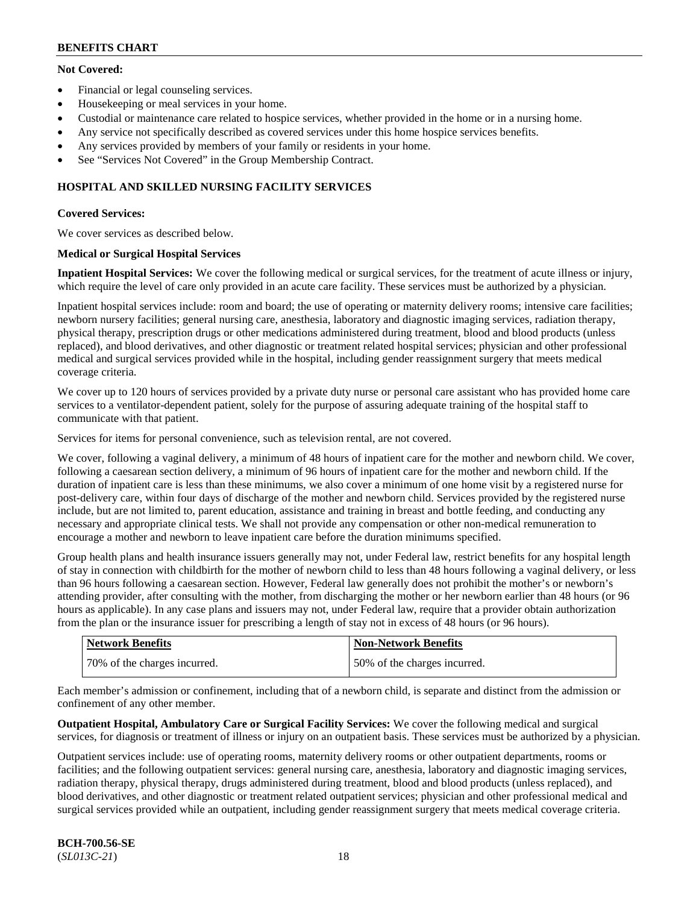**Not Covered:**

- Financial or legal counseling services.
- Housekeeping or meal services in your home.
- Custodial or maintenance care related to hospice services, whether provided in the home or in a nursing home.
- Any service not specifically described as covered services under this home hospice services benefits.
- Any services provided by members of your family or residents in your home.
- See "Services Not Covered" in the Group Membership Contract.

## HOSPITAL AND SKILLED NURSING FACILITY SERVICES

**Covered Services:**

We cover services as described below.

**Medical or Surgical Hospital Services**

**Inpatient Hospital Services:** We cover the following medical or surgical services, for the treatment of acute illness or injury, which require the level of care only provided in an acute care facility. These services must be authorized by a physician.

Inpatient hospital services include: room and board; the use of operating or maternity delivery rooms; intensive care facilities; newborn nursery facilities; general nursing care, anesthesia, laboratory and diagnostic imaging services, radiation therapy, physical therapy, prescription drugs or other medications administered during treatment, blood and blood products (unless replaced), and blood derivatives, and other diagnostic or treatment related hospital services; physician and other professional medical and surgical services provided while in the hospital, including gender reassignment surgery that meets medical coverage criteria.

We cover up to 120 hours of services provided by a private duty nurse or personal care assistant who has provided home care services to a ventilator-dependent patient, solely for the purpose of assuring adequate training of the hospital staff to communicate with that patient.

Services for items for personal convenience, such as television rental, are not covered.

We cover, following a vaginal delivery, a minimum of 48 hours of inpatient care for the mother and newborn child. We cover, following a caesarean section delivery, a minimum of 96 hours of inpatient care for the mother and newborn child. If the duration of inpatient care is less than these minimums, we also cover a minimum of one home visit by a registered nurse for post-delivery care, within four days of discharge of the mother and newborn child. Services provided by the registered nurse include, but are not limited to, parent education, assistance and training in breast and bottle feeding, and conducting any necessary and appropriate clinical tests. We shall not provide any compensation or other non-medical remuneration to encourage a mother and newborn to leave inpatient care before the duration minimums specified.

Group health plans and health insurance issuers generally may not, under Federal law, restrict benefits for any hospital length of stay in connection with childbirth for the mother of newborn child to less than 48 hours following a vaginal delivery, or less than 96 hours following a caesarean section. However, Federal law generally does not prohibit the mother's or newborn's attending provider, after consulting with the mother, from discharging the mother or her newborn earlier than 48 hours (or 96 hours as applicable). In any case plans and issuers may not, under Federal law, require that a provider obtain authorization from the plan or the insurance issuer for prescribing a length of stay not in excess of 48 hours (or 96 hours).

| Network Benefits | Non-Network Benefits |
|---|---|
| 70% of the charges incurred. | 50% of the charges incurred. |

Each member's admission or confinement, including that of a newborn child, is separate and distinct from the admission or confinement of any other member.

**Outpatient Hospital, Ambulatory Care or Surgical Facility Services:** We cover the following medical and surgical services, for diagnosis or treatment of illness or injury on an outpatient basis. These services must be authorized by a physician.

Outpatient services include: use of operating rooms, maternity delivery rooms or other outpatient departments, rooms or facilities; and the following outpatient services: general nursing care, anesthesia, laboratory and diagnostic imaging services, radiation therapy, physical therapy, drugs administered during treatment, blood and blood products (unless replaced), and blood derivatives, and other diagnostic or treatment related outpatient services; physician and other professional medical and surgical services provided while an outpatient, including gender reassignment surgery that meets medical coverage criteria.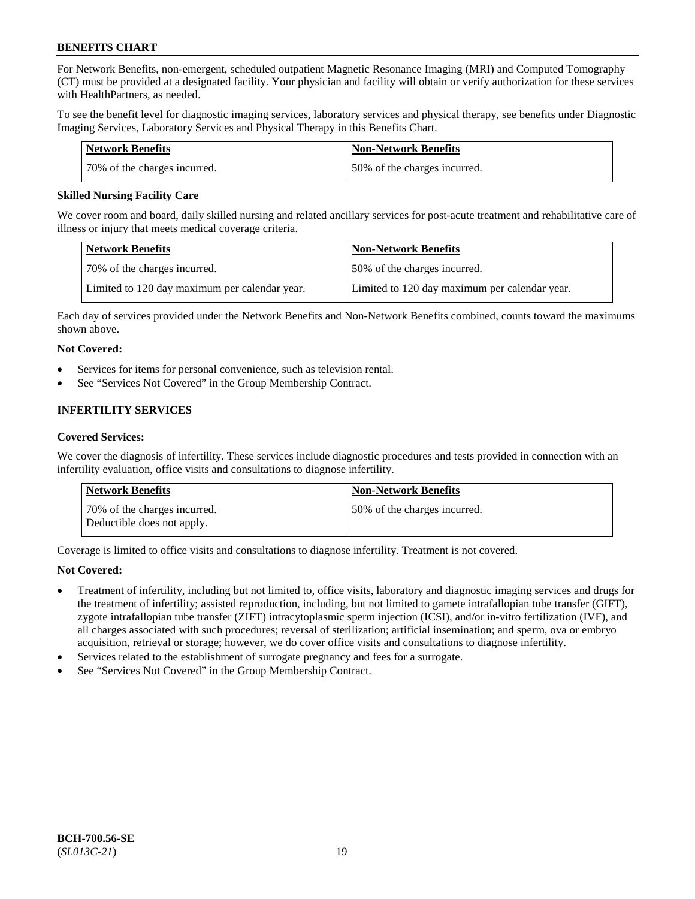For Network Benefits, non-emergent, scheduled outpatient Magnetic Resonance Imaging (MRI) and Computed Tomography (CT) must be provided at a designated facility. Your physician and facility will obtain or verify authorization for these services with HealthPartners, as needed.

To see the benefit level for diagnostic imaging services, laboratory services and physical therapy, see benefits under Diagnostic Imaging Services, Laboratory Services and Physical Therapy in this Benefits Chart.

| Network Benefits | Non-Network Benefits |
|---|---|
| 70% of the charges incurred. | 50% of the charges incurred. |

**Skilled Nursing Facility Care**

We cover room and board, daily skilled nursing and related ancillary services for post-acute treatment and rehabilitative care of illness or injury that meets medical coverage criteria.

| Network Benefits | Non-Network Benefits |
|---|---|
| 70% of the charges incurred. | 50% of the charges incurred. |
| Limited to 120 day maximum per calendar year. | Limited to 120 day maximum per calendar year. |

Each day of services provided under the Network Benefits and Non-Network Benefits combined, counts toward the maximums shown above.

**Not Covered:**

- Services for items for personal convenience, such as television rental.
- See "Services Not Covered" in the Group Membership Contract.

## INFERTILITY SERVICES

**Covered Services:**

We cover the diagnosis of infertility. These services include diagnostic procedures and tests provided in connection with an infertility evaluation, office visits and consultations to diagnose infertility.

| Network Benefits | Non-Network Benefits |
|---|---|
| 70% of the charges incurred. Deductible does not apply. | 50% of the charges incurred. |

Coverage is limited to office visits and consultations to diagnose infertility. Treatment is not covered.

**Not Covered:**

- Treatment of infertility, including but not limited to, office visits, laboratory and diagnostic imaging services and drugs for the treatment of infertility; assisted reproduction, including, but not limited to gamete intrafallopian tube transfer (GIFT), zygote intrafallopian tube transfer (ZIFT) intracytoplasmic sperm injection (ICSI), and/or in-vitro fertilization (IVF), and all charges associated with such procedures; reversal of sterilization; artificial insemination; and sperm, ova or embryo acquisition, retrieval or storage; however, we do cover office visits and consultations to diagnose infertility.
- Services related to the establishment of surrogate pregnancy and fees for a surrogate.
- See "Services Not Covered" in the Group Membership Contract.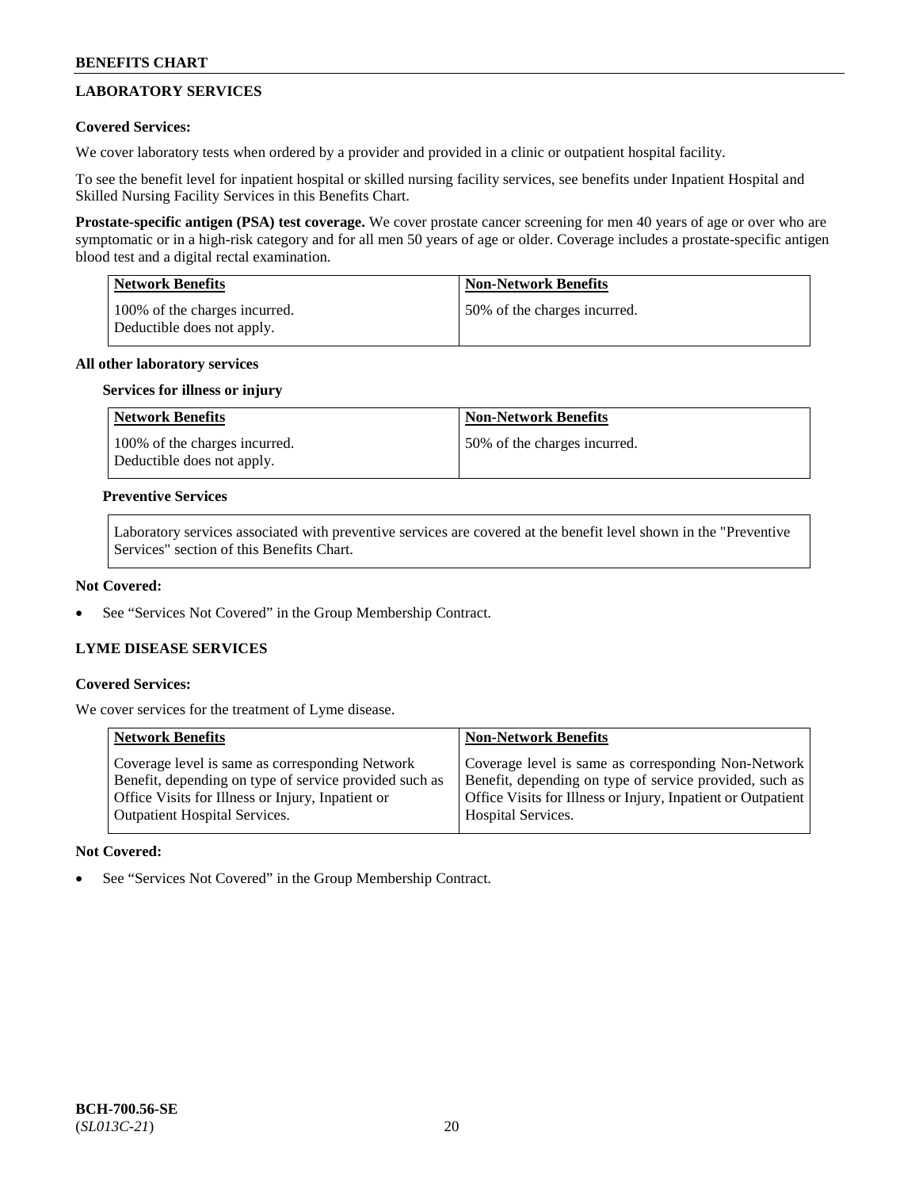## LABORATORY SERVICES

**Covered Services:**

We cover laboratory tests when ordered by a provider and provided in a clinic or outpatient hospital facility.

To see the benefit level for inpatient hospital or skilled nursing facility services, see benefits under Inpatient Hospital and Skilled Nursing Facility Services in this Benefits Chart.

**Prostate-specific antigen (PSA) test coverage.** We cover prostate cancer screening for men 40 years of age or over who are symptomatic or in a high-risk category and for all men 50 years of age or older. Coverage includes a prostate-specific antigen blood test and a digital rectal examination.

| Network Benefits | Non-Network Benefits |
|---|---|
| 100% of the charges incurred. Deductible does not apply. | 50% of the charges incurred. |

**All other laboratory services**

**Services for illness or injury**

| Network Benefits | Non-Network Benefits |
|---|---|
| 100% of the charges incurred. Deductible does not apply. | 50% of the charges incurred. |

**Preventive Services**

Laboratory services associated with preventive services are covered at the benefit level shown in the "Preventive Services" section of this Benefits Chart.

**Not Covered:**

- See "Services Not Covered" in the Group Membership Contract.

## LYME DISEASE SERVICES

**Covered Services:**

We cover services for the treatment of Lyme disease.

| Network Benefits | Non-Network Benefits |
|---|---|
| Coverage level is same as corresponding Network Benefit, depending on type of service provided such as Office Visits for Illness or Injury, Inpatient or Outpatient Hospital Services. | Coverage level is same as corresponding Non-Network Benefit, depending on type of service provided, such as Office Visits for Illness or Injury, Inpatient or Outpatient Hospital Services. |

**Not Covered:**

- See "Services Not Covered" in the Group Membership Contract.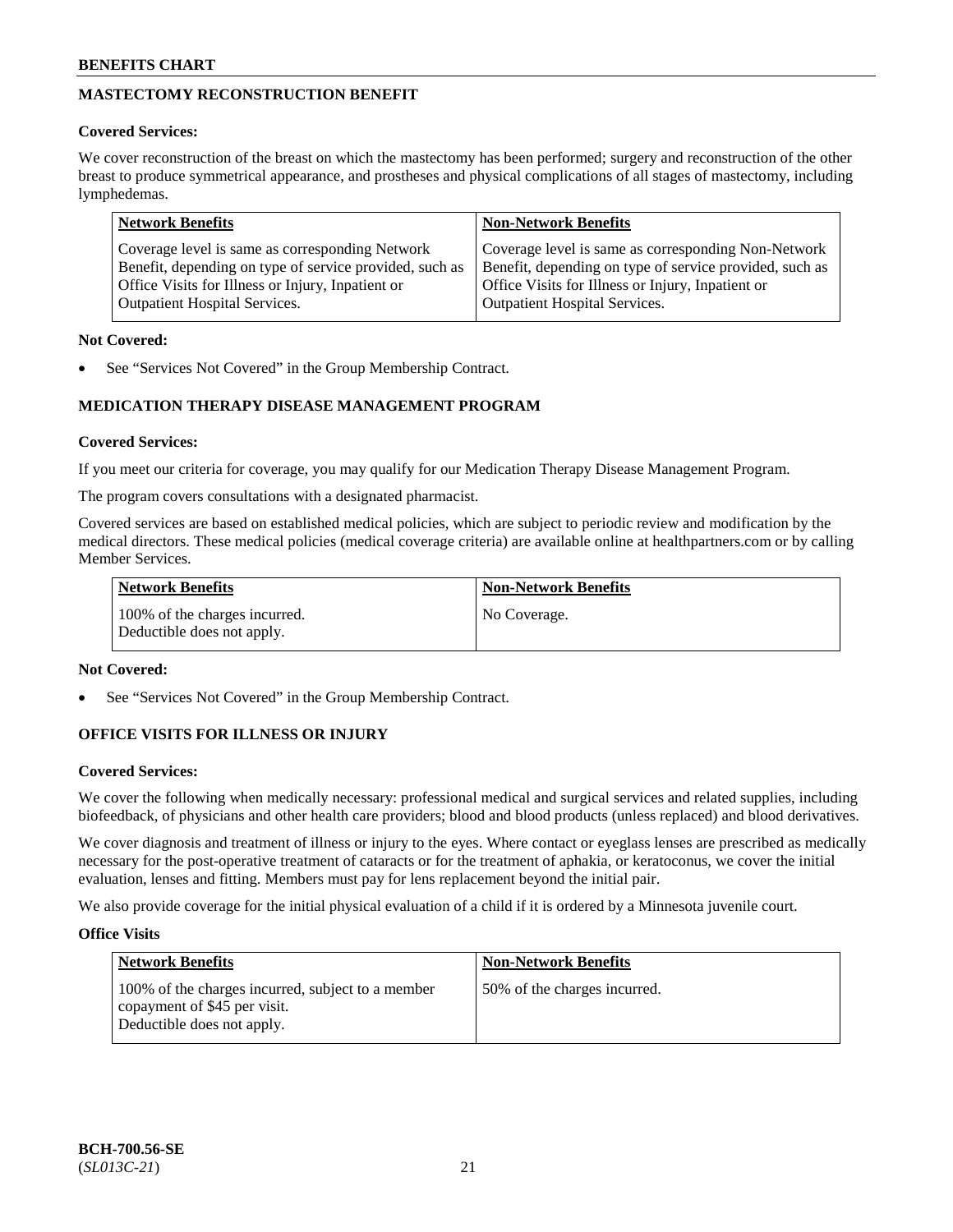## MASTECTOMY RECONSTRUCTION BENEFIT

**Covered Services:**

We cover reconstruction of the breast on which the mastectomy has been performed; surgery and reconstruction of the other breast to produce symmetrical appearance, and prostheses and physical complications of all stages of mastectomy, including lymphedemas.

| Network Benefits | Non-Network Benefits |
| --- | --- |
| Coverage level is same as corresponding Network Benefit, depending on type of service provided, such as Office Visits for Illness or Injury, Inpatient or Outpatient Hospital Services. | Coverage level is same as corresponding Non-Network Benefit, depending on type of service provided, such as Office Visits for Illness or Injury, Inpatient or Outpatient Hospital Services. |

**Not Covered:**

- See "Services Not Covered" in the Group Membership Contract.

## MEDICATION THERAPY DISEASE MANAGEMENT PROGRAM

**Covered Services:**

If you meet our criteria for coverage, you may qualify for our Medication Therapy Disease Management Program.

The program covers consultations with a designated pharmacist.

Covered services are based on established medical policies, which are subject to periodic review and modification by the medical directors. These medical policies (medical coverage criteria) are available online at healthpartners.com or by calling Member Services.

| Network Benefits | Non-Network Benefits |
| --- | --- |
| 100% of the charges incurred. Deductible does not apply. | No Coverage. |

**Not Covered:**

- See "Services Not Covered" in the Group Membership Contract.

## OFFICE VISITS FOR ILLNESS OR INJURY

**Covered Services:**

We cover the following when medically necessary: professional medical and surgical services and related supplies, including biofeedback, of physicians and other health care providers; blood and blood products (unless replaced) and blood derivatives.

We cover diagnosis and treatment of illness or injury to the eyes. Where contact or eyeglass lenses are prescribed as medically necessary for the post-operative treatment of cataracts or for the treatment of aphakia, or keratoconus, we cover the initial evaluation, lenses and fitting. Members must pay for lens replacement beyond the initial pair.

We also provide coverage for the initial physical evaluation of a child if it is ordered by a Minnesota juvenile court.

**Office Visits**

| Network Benefits | Non-Network Benefits |
| --- | --- |
| 100% of the charges incurred, subject to a member copayment of $45 per visit. Deductible does not apply. | 50% of the charges incurred. |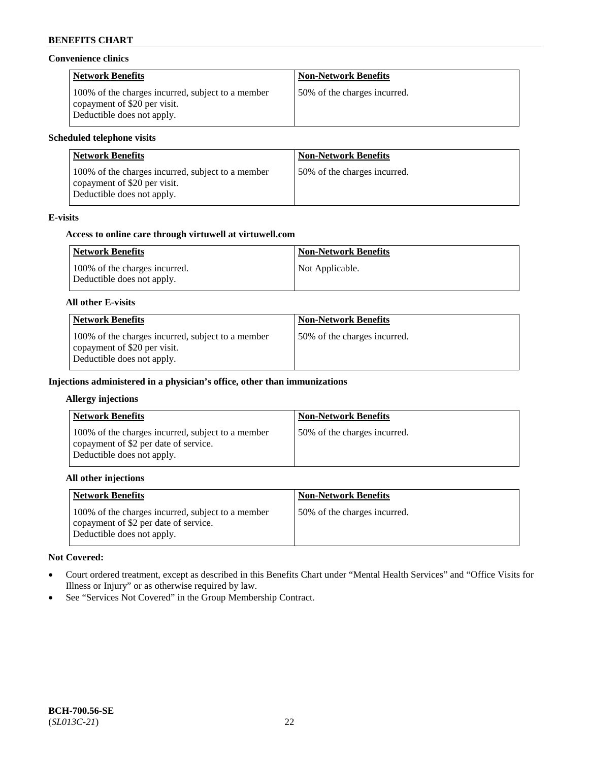**Convenience clinics**

| Network Benefits | Non-Network Benefits |
| --- | --- |
| 100% of the charges incurred, subject to a member copayment of $20 per visit. Deductible does not apply. | 50% of the charges incurred. |

**Scheduled telephone visits**

| Network Benefits | Non-Network Benefits |
| --- | --- |
| 100% of the charges incurred, subject to a member copayment of $20 per visit. Deductible does not apply. | 50% of the charges incurred. |

**E-visits**

**Access to online care through virtuwell at virtuwell.com**

| Network Benefits | Non-Network Benefits |
| --- | --- |
| 100% of the charges incurred. Deductible does not apply. | Not Applicable. |

**All other E-visits**

| Network Benefits | Non-Network Benefits |
| --- | --- |
| 100% of the charges incurred, subject to a member copayment of $20 per visit. Deductible does not apply. | 50% of the charges incurred. |

**Injections administered in a physician's office, other than immunizations**

**Allergy injections**

| Network Benefits | Non-Network Benefits |
| --- | --- |
| 100% of the charges incurred, subject to a member copayment of $2 per date of service. Deductible does not apply. | 50% of the charges incurred. |

**All other injections**

| Network Benefits | Non-Network Benefits |
| --- | --- |
| 100% of the charges incurred, subject to a member copayment of $2 per date of service. Deductible does not apply. | 50% of the charges incurred. |

**Not Covered:**

- Court ordered treatment, except as described in this Benefits Chart under "Mental Health Services" and "Office Visits for Illness or Injury" or as otherwise required by law.
- See "Services Not Covered" in the Group Membership Contract.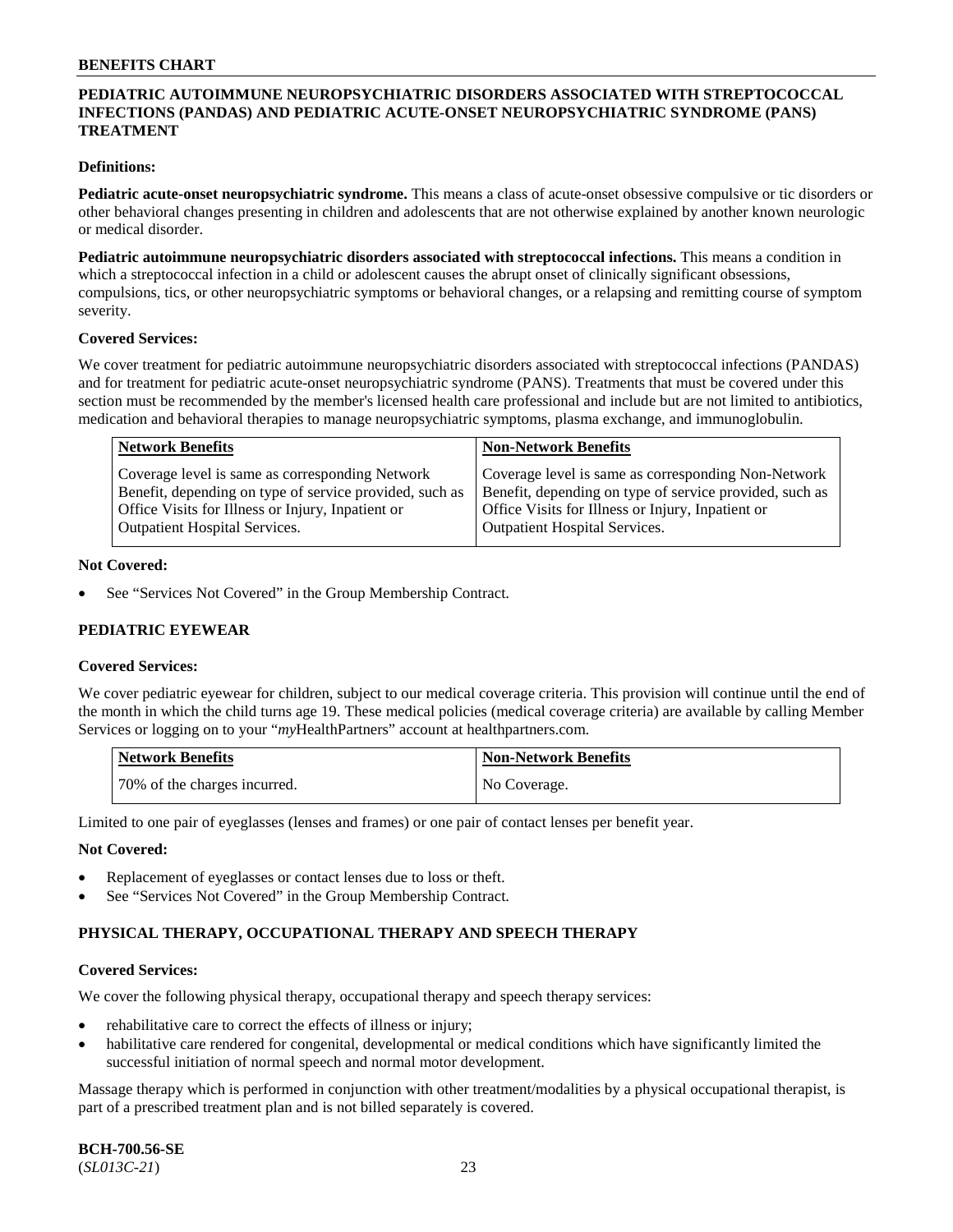## PEDIATRIC AUTOIMMUNE NEUROPSYCHIATRIC DISORDERS ASSOCIATED WITH STREPTOCOCCAL INFECTIONS (PANDAS) AND PEDIATRIC ACUTE-ONSET NEUROPSYCHIATRIC SYNDROME (PANS) TREATMENT

**Definitions:**

**Pediatric acute-onset neuropsychiatric syndrome.** This means a class of acute-onset obsessive compulsive or tic disorders or other behavioral changes presenting in children and adolescents that are not otherwise explained by another known neurologic or medical disorder.

**Pediatric autoimmune neuropsychiatric disorders associated with streptococcal infections.** This means a condition in which a streptococcal infection in a child or adolescent causes the abrupt onset of clinically significant obsessions, compulsions, tics, or other neuropsychiatric symptoms or behavioral changes, or a relapsing and remitting course of symptom severity.

**Covered Services:**

We cover treatment for pediatric autoimmune neuropsychiatric disorders associated with streptococcal infections (PANDAS) and for treatment for pediatric acute-onset neuropsychiatric syndrome (PANS). Treatments that must be covered under this section must be recommended by the member's licensed health care professional and include but are not limited to antibiotics, medication and behavioral therapies to manage neuropsychiatric symptoms, plasma exchange, and immunoglobulin.

| Network Benefits | Non-Network Benefits |
|---|---|
| Coverage level is same as corresponding Network Benefit, depending on type of service provided, such as Office Visits for Illness or Injury, Inpatient or Outpatient Hospital Services. | Coverage level is same as corresponding Non-Network Benefit, depending on type of service provided, such as Office Visits for Illness or Injury, Inpatient or Outpatient Hospital Services. |

**Not Covered:**

- See "Services Not Covered" in the Group Membership Contract.

## PEDIATRIC EYEWEAR

**Covered Services:**

We cover pediatric eyewear for children, subject to our medical coverage criteria. This provision will continue until the end of the month in which the child turns age 19. These medical policies (medical coverage criteria) are available by calling Member Services or logging on to your "*my*HealthPartners" account at healthpartners.com.

| Network Benefits | Non-Network Benefits |
|---|---|
| 70% of the charges incurred. | No Coverage. |

Limited to one pair of eyeglasses (lenses and frames) or one pair of contact lenses per benefit year.

**Not Covered:**

- Replacement of eyeglasses or contact lenses due to loss or theft.
- See "Services Not Covered" in the Group Membership Contract.

## PHYSICAL THERAPY, OCCUPATIONAL THERAPY AND SPEECH THERAPY

**Covered Services:**

We cover the following physical therapy, occupational therapy and speech therapy services:

- rehabilitative care to correct the effects of illness or injury;
- habilitative care rendered for congenital, developmental or medical conditions which have significantly limited the successful initiation of normal speech and normal motor development.

Massage therapy which is performed in conjunction with other treatment/modalities by a physical occupational therapist, is part of a prescribed treatment plan and is not billed separately is covered.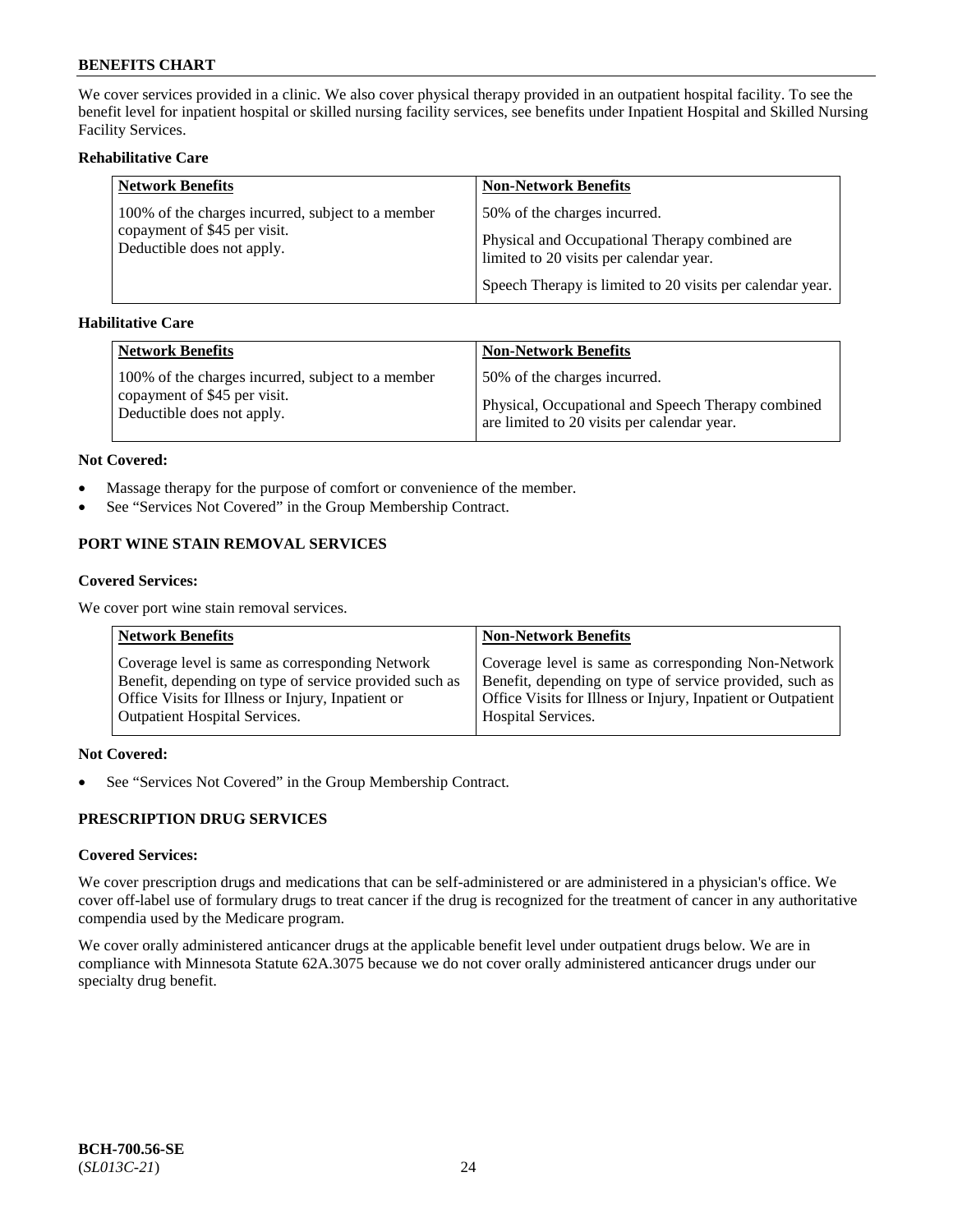We cover services provided in a clinic. We also cover physical therapy provided in an outpatient hospital facility. To see the benefit level for inpatient hospital or skilled nursing facility services, see benefits under Inpatient Hospital and Skilled Nursing Facility Services.

**Rehabilitative Care**

| Network Benefits | Non-Network Benefits |
|---|---|
| 100% of the charges incurred, subject to a member copayment of $45 per visit. Deductible does not apply. | 50% of the charges incurred. Physical and Occupational Therapy combined are limited to 20 visits per calendar year. Speech Therapy is limited to 20 visits per calendar year. |

**Habilitative Care**

| Network Benefits | Non-Network Benefits |
|---|---|
| 100% of the charges incurred, subject to a member copayment of $45 per visit. Deductible does not apply. | 50% of the charges incurred. Physical, Occupational and Speech Therapy combined are limited to 20 visits per calendar year. |

**Not Covered:**

- Massage therapy for the purpose of comfort or convenience of the member.
- See "Services Not Covered" in the Group Membership Contract.

## PORT WINE STAIN REMOVAL SERVICES

**Covered Services:**

We cover port wine stain removal services.

| Network Benefits | Non-Network Benefits |
|---|---|
| Coverage level is same as corresponding Network Benefit, depending on type of service provided such as Office Visits for Illness or Injury, Inpatient or Outpatient Hospital Services. | Coverage level is same as corresponding Non-Network Benefit, depending on type of service provided, such as Office Visits for Illness or Injury, Inpatient or Outpatient Hospital Services. |

**Not Covered:**

- See "Services Not Covered" in the Group Membership Contract.

## PRESCRIPTION DRUG SERVICES

**Covered Services:**

We cover prescription drugs and medications that can be self-administered or are administered in a physician's office. We cover off-label use of formulary drugs to treat cancer if the drug is recognized for the treatment of cancer in any authoritative compendia used by the Medicare program.

We cover orally administered anticancer drugs at the applicable benefit level under outpatient drugs below. We are in compliance with Minnesota Statute 62A.3075 because we do not cover orally administered anticancer drugs under our specialty drug benefit.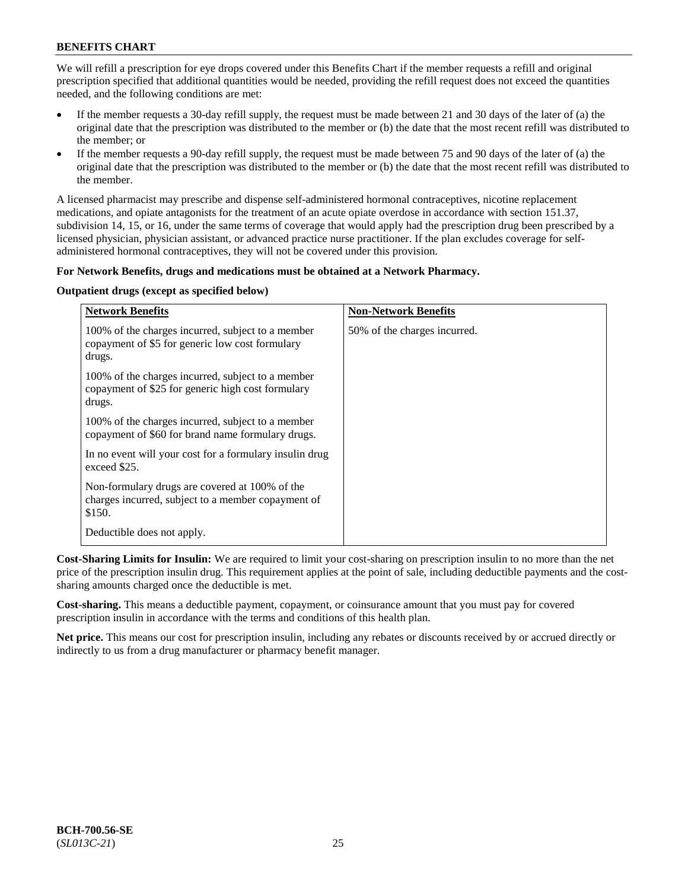We will refill a prescription for eye drops covered under this Benefits Chart if the member requests a refill and original prescription specified that additional quantities would be needed, providing the refill request does not exceed the quantities needed, and the following conditions are met:

- If the member requests a 30-day refill supply, the request must be made between 21 and 30 days of the later of (a) the original date that the prescription was distributed to the member or (b) the date that the most recent refill was distributed to the member; or
- If the member requests a 90-day refill supply, the request must be made between 75 and 90 days of the later of (a) the original date that the prescription was distributed to the member or (b) the date that the most recent refill was distributed to the member.

A licensed pharmacist may prescribe and dispense self-administered hormonal contraceptives, nicotine replacement medications, and opiate antagonists for the treatment of an acute opiate overdose in accordance with section 151.37, subdivision 14, 15, or 16, under the same terms of coverage that would apply had the prescription drug been prescribed by a licensed physician, physician assistant, or advanced practice nurse practitioner. If the plan excludes coverage for self-administered hormonal contraceptives, they will not be covered under this provision.

**For Network Benefits, drugs and medications must be obtained at a Network Pharmacy.**

**Outpatient drugs (except as specified below)**

| Network Benefits | Non-Network Benefits |
|---|---|
| 100% of the charges incurred, subject to a member copayment of $5 for generic low cost formulary drugs.<br><br>100% of the charges incurred, subject to a member copayment of $25 for generic high cost formulary drugs.<br><br>100% of the charges incurred, subject to a member copayment of $60 for brand name formulary drugs.<br><br>In no event will your cost for a formulary insulin drug exceed $25.<br><br>Non-formulary drugs are covered at 100% of the charges incurred, subject to a member copayment of $150.<br><br>Deductible does not apply. | 50% of the charges incurred. |

**Cost-Sharing Limits for Insulin:** We are required to limit your cost-sharing on prescription insulin to no more than the net price of the prescription insulin drug. This requirement applies at the point of sale, including deductible payments and the cost-sharing amounts charged once the deductible is met.

**Cost-sharing.** This means a deductible payment, copayment, or coinsurance amount that you must pay for covered prescription insulin in accordance with the terms and conditions of this health plan.

**Net price.** This means our cost for prescription insulin, including any rebates or discounts received by or accrued directly or indirectly to us from a drug manufacturer or pharmacy benefit manager.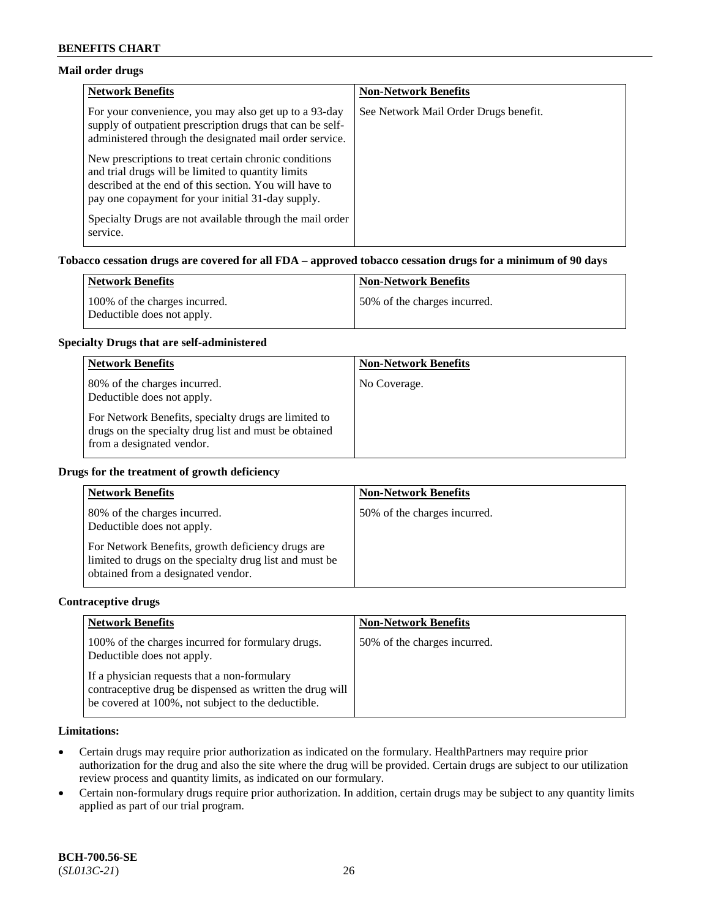### Mail order drugs

| Network Benefits | Non-Network Benefits |
|---|---|
| For your convenience, you may also get up to a 93-day supply of outpatient prescription drugs that can be self-administered through the designated mail order service.<br><br>New prescriptions to treat certain chronic conditions and trial drugs will be limited to quantity limits described at the end of this section. You will have to pay one copayment for your initial 31-day supply.<br><br>Specialty Drugs are not available through the mail order service. | See Network Mail Order Drugs benefit. |

### Tobacco cessation drugs are covered for all FDA – approved tobacco cessation drugs for a minimum of 90 days

| Network Benefits | Non-Network Benefits |
|---|---|
| 100% of the charges incurred.<br>Deductible does not apply. | 50% of the charges incurred. |

### Specialty Drugs that are self-administered

| Network Benefits | Non-Network Benefits |
|---|---|
| 80% of the charges incurred.<br>Deductible does not apply.<br><br>For Network Benefits, specialty drugs are limited to drugs on the specialty drug list and must be obtained from a designated vendor. | No Coverage. |

### Drugs for the treatment of growth deficiency

| Network Benefits | Non-Network Benefits |
|---|---|
| 80% of the charges incurred.<br>Deductible does not apply.<br><br>For Network Benefits, growth deficiency drugs are limited to drugs on the specialty drug list and must be obtained from a designated vendor. | 50% of the charges incurred. |

### Contraceptive drugs

| Network Benefits | Non-Network Benefits |
|---|---|
| 100% of the charges incurred for formulary drugs.<br>Deductible does not apply.<br><br>If a physician requests that a non-formulary contraceptive drug be dispensed as written the drug will be covered at 100%, not subject to the deductible. | 50% of the charges incurred. |

### Limitations:

- Certain drugs may require prior authorization as indicated on the formulary. HealthPartners may require prior authorization for the drug and also the site where the drug will be provided. Certain drugs are subject to our utilization review process and quantity limits, as indicated on our formulary.
- Certain non-formulary drugs require prior authorization. In addition, certain drugs may be subject to any quantity limits applied as part of our trial program.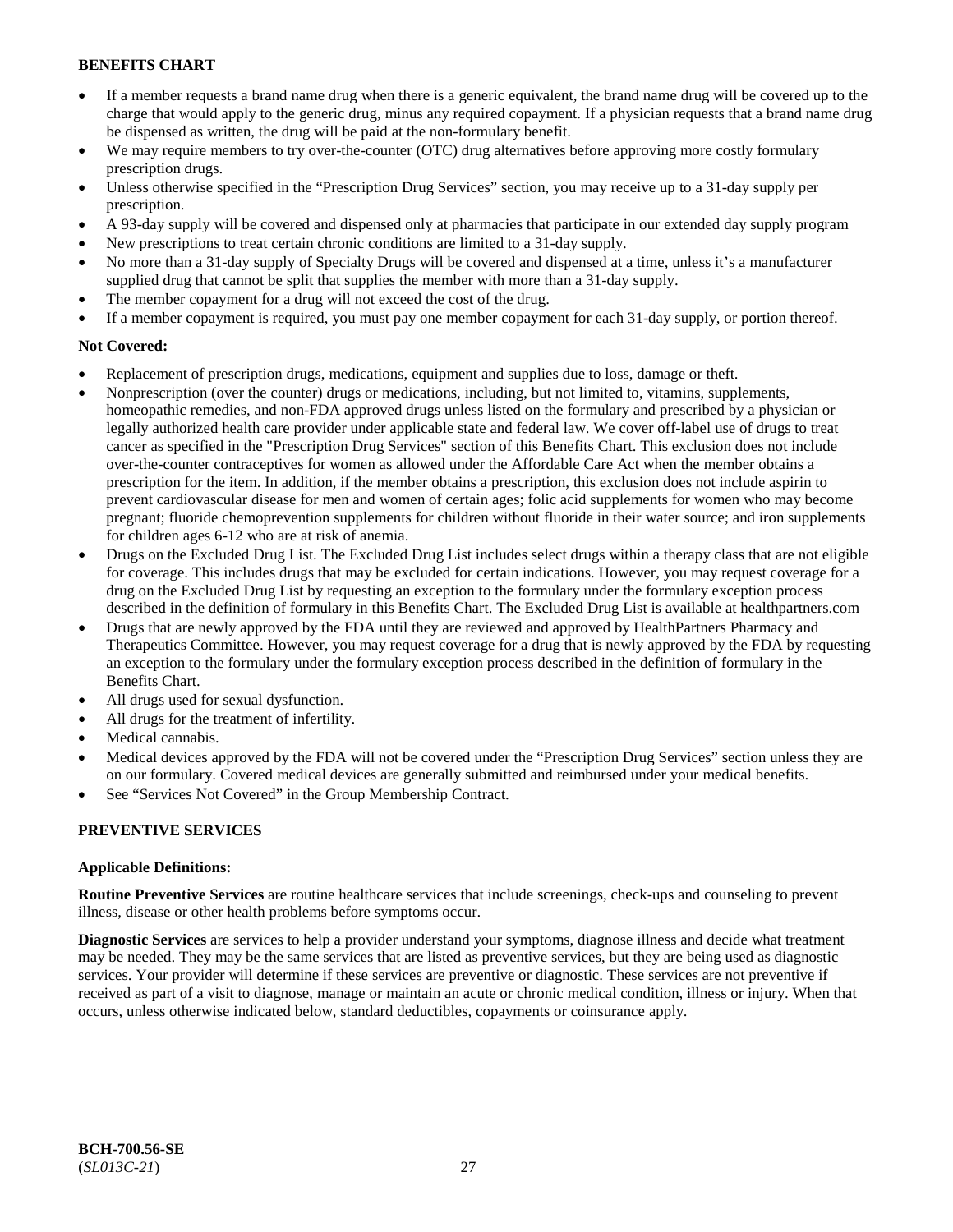- If a member requests a brand name drug when there is a generic equivalent, the brand name drug will be covered up to the charge that would apply to the generic drug, minus any required copayment. If a physician requests that a brand name drug be dispensed as written, the drug will be paid at the non-formulary benefit.
- We may require members to try over-the-counter (OTC) drug alternatives before approving more costly formulary prescription drugs.
- Unless otherwise specified in the "Prescription Drug Services" section, you may receive up to a 31-day supply per prescription.
- A 93-day supply will be covered and dispensed only at pharmacies that participate in our extended day supply program
- New prescriptions to treat certain chronic conditions are limited to a 31-day supply.
- No more than a 31-day supply of Specialty Drugs will be covered and dispensed at a time, unless it's a manufacturer supplied drug that cannot be split that supplies the member with more than a 31-day supply.
- The member copayment for a drug will not exceed the cost of the drug.
- If a member copayment is required, you must pay one member copayment for each 31-day supply, or portion thereof.

**Not Covered:**

- Replacement of prescription drugs, medications, equipment and supplies due to loss, damage or theft.
- Nonprescription (over the counter) drugs or medications, including, but not limited to, vitamins, supplements, homeopathic remedies, and non-FDA approved drugs unless listed on the formulary and prescribed by a physician or legally authorized health care provider under applicable state and federal law. We cover off-label use of drugs to treat cancer as specified in the "Prescription Drug Services" section of this Benefits Chart. This exclusion does not include over-the-counter contraceptives for women as allowed under the Affordable Care Act when the member obtains a prescription for the item. In addition, if the member obtains a prescription, this exclusion does not include aspirin to prevent cardiovascular disease for men and women of certain ages; folic acid supplements for women who may become pregnant; fluoride chemoprevention supplements for children without fluoride in their water source; and iron supplements for children ages 6-12 who are at risk of anemia.
- Drugs on the Excluded Drug List. The Excluded Drug List includes select drugs within a therapy class that are not eligible for coverage. This includes drugs that may be excluded for certain indications. However, you may request coverage for a drug on the Excluded Drug List by requesting an exception to the formulary under the formulary exception process described in the definition of formulary in this Benefits Chart. The Excluded Drug List is available at healthpartners.com
- Drugs that are newly approved by the FDA until they are reviewed and approved by HealthPartners Pharmacy and Therapeutics Committee. However, you may request coverage for a drug that is newly approved by the FDA by requesting an exception to the formulary under the formulary exception process described in the definition of formulary in the Benefits Chart.
- All drugs used for sexual dysfunction.
- All drugs for the treatment of infertility.
- Medical cannabis.
- Medical devices approved by the FDA will not be covered under the "Prescription Drug Services" section unless they are on our formulary. Covered medical devices are generally submitted and reimbursed under your medical benefits.
- See "Services Not Covered" in the Group Membership Contract.

## PREVENTIVE SERVICES

**Applicable Definitions:**

**Routine Preventive Services** are routine healthcare services that include screenings, check-ups and counseling to prevent illness, disease or other health problems before symptoms occur.

**Diagnostic Services** are services to help a provider understand your symptoms, diagnose illness and decide what treatment may be needed. They may be the same services that are listed as preventive services, but they are being used as diagnostic services. Your provider will determine if these services are preventive or diagnostic. These services are not preventive if received as part of a visit to diagnose, manage or maintain an acute or chronic medical condition, illness or injury. When that occurs, unless otherwise indicated below, standard deductibles, copayments or coinsurance apply.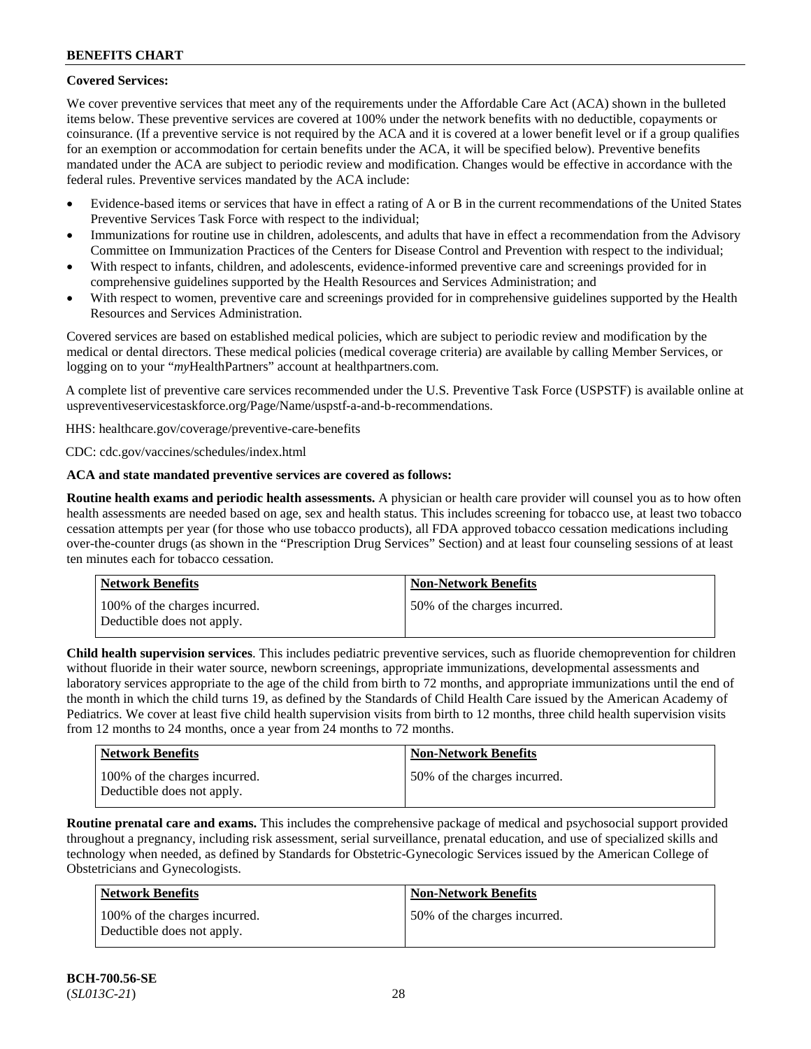**Covered Services:**

We cover preventive services that meet any of the requirements under the Affordable Care Act (ACA) shown in the bulleted items below. These preventive services are covered at 100% under the network benefits with no deductible, copayments or coinsurance. (If a preventive service is not required by the ACA and it is covered at a lower benefit level or if a group qualifies for an exemption or accommodation for certain benefits under the ACA, it will be specified below). Preventive benefits mandated under the ACA are subject to periodic review and modification. Changes would be effective in accordance with the federal rules. Preventive services mandated by the ACA include:

- Evidence-based items or services that have in effect a rating of A or B in the current recommendations of the United States Preventive Services Task Force with respect to the individual;
- Immunizations for routine use in children, adolescents, and adults that have in effect a recommendation from the Advisory Committee on Immunization Practices of the Centers for Disease Control and Prevention with respect to the individual;
- With respect to infants, children, and adolescents, evidence-informed preventive care and screenings provided for in comprehensive guidelines supported by the Health Resources and Services Administration; and
- With respect to women, preventive care and screenings provided for in comprehensive guidelines supported by the Health Resources and Services Administration.

Covered services are based on established medical policies, which are subject to periodic review and modification by the medical or dental directors. These medical policies (medical coverage criteria) are available by calling Member Services, or logging on to your "*my*HealthPartners" account at healthpartners.com.

A complete list of preventive care services recommended under the U.S. Preventive Task Force (USPSTF) is available online at uspreventiveservicestaskforce.org/Page/Name/uspstf-a-and-b-recommendations.

HHS: healthcare.gov/coverage/preventive-care-benefits

CDC: cdc.gov/vaccines/schedules/index.html

**ACA and state mandated preventive services are covered as follows:**

**Routine health exams and periodic health assessments.** A physician or health care provider will counsel you as to how often health assessments are needed based on age, sex and health status. This includes screening for tobacco use, at least two tobacco cessation attempts per year (for those who use tobacco products), all FDA approved tobacco cessation medications including over-the-counter drugs (as shown in the "Prescription Drug Services" Section) and at least four counseling sessions of at least ten minutes each for tobacco cessation.

| Network Benefits | Non-Network Benefits |
|---|---|
| 100% of the charges incurred. Deductible does not apply. | 50% of the charges incurred. |

**Child health supervision services**. This includes pediatric preventive services, such as fluoride chemoprevention for children without fluoride in their water source, newborn screenings, appropriate immunizations, developmental assessments and laboratory services appropriate to the age of the child from birth to 72 months, and appropriate immunizations until the end of the month in which the child turns 19, as defined by the Standards of Child Health Care issued by the American Academy of Pediatrics. We cover at least five child health supervision visits from birth to 12 months, three child health supervision visits from 12 months to 24 months, once a year from 24 months to 72 months.

| Network Benefits | Non-Network Benefits |
|---|---|
| 100% of the charges incurred. Deductible does not apply. | 50% of the charges incurred. |

**Routine prenatal care and exams.** This includes the comprehensive package of medical and psychosocial support provided throughout a pregnancy, including risk assessment, serial surveillance, prenatal education, and use of specialized skills and technology when needed, as defined by Standards for Obstetric-Gynecologic Services issued by the American College of Obstetricians and Gynecologists.

| Network Benefits | Non-Network Benefits |
|---|---|
| 100% of the charges incurred. Deductible does not apply. | 50% of the charges incurred. |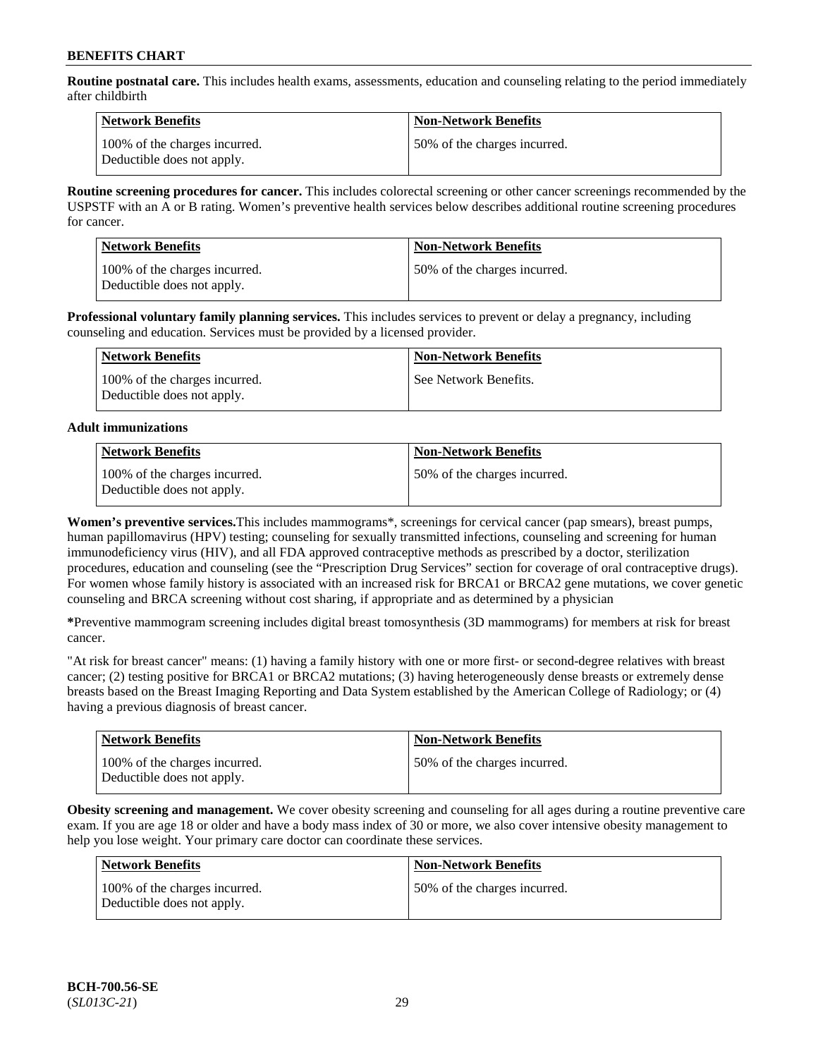**Routine postnatal care.** This includes health exams, assessments, education and counseling relating to the period immediately after childbirth

| Network Benefits | Non-Network Benefits |
|---|---|
| 100% of the charges incurred. Deductible does not apply. | 50% of the charges incurred. |

**Routine screening procedures for cancer.** This includes colorectal screening or other cancer screenings recommended by the USPSTF with an A or B rating. Women's preventive health services below describes additional routine screening procedures for cancer.

| Network Benefits | Non-Network Benefits |
|---|---|
| 100% of the charges incurred. Deductible does not apply. | 50% of the charges incurred. |

**Professional voluntary family planning services.** This includes services to prevent or delay a pregnancy, including counseling and education. Services must be provided by a licensed provider.

| Network Benefits | Non-Network Benefits |
|---|---|
| 100% of the charges incurred. Deductible does not apply. | See Network Benefits. |

**Adult immunizations**

| Network Benefits | Non-Network Benefits |
|---|---|
| 100% of the charges incurred. Deductible does not apply. | 50% of the charges incurred. |

**Women's preventive services.**This includes mammograms*, screenings for cervical cancer (pap smears), breast pumps, human papillomavirus (HPV) testing; counseling for sexually transmitted infections, counseling and screening for human immunodeficiency virus (HIV), and all FDA approved contraceptive methods as prescribed by a doctor, sterilization procedures, education and counseling (see the "Prescription Drug Services" section for coverage of oral contraceptive drugs). For women whose family history is associated with an increased risk for BRCA1 or BRCA2 gene mutations, we cover genetic counseling and BRCA screening without cost sharing, if appropriate and as determined by a physician

**\***Preventive mammogram screening includes digital breast tomosynthesis (3D mammograms) for members at risk for breast cancer.

"At risk for breast cancer" means: (1) having a family history with one or more first- or second-degree relatives with breast cancer; (2) testing positive for BRCA1 or BRCA2 mutations; (3) having heterogeneously dense breasts or extremely dense breasts based on the Breast Imaging Reporting and Data System established by the American College of Radiology; or (4) having a previous diagnosis of breast cancer.

| Network Benefits | Non-Network Benefits |
|---|---|
| 100% of the charges incurred. Deductible does not apply. | 50% of the charges incurred. |

**Obesity screening and management.** We cover obesity screening and counseling for all ages during a routine preventive care exam. If you are age 18 or older and have a body mass index of 30 or more, we also cover intensive obesity management to help you lose weight. Your primary care doctor can coordinate these services.

| Network Benefits | Non-Network Benefits |
|---|---|
| 100% of the charges incurred. Deductible does not apply. | 50% of the charges incurred. |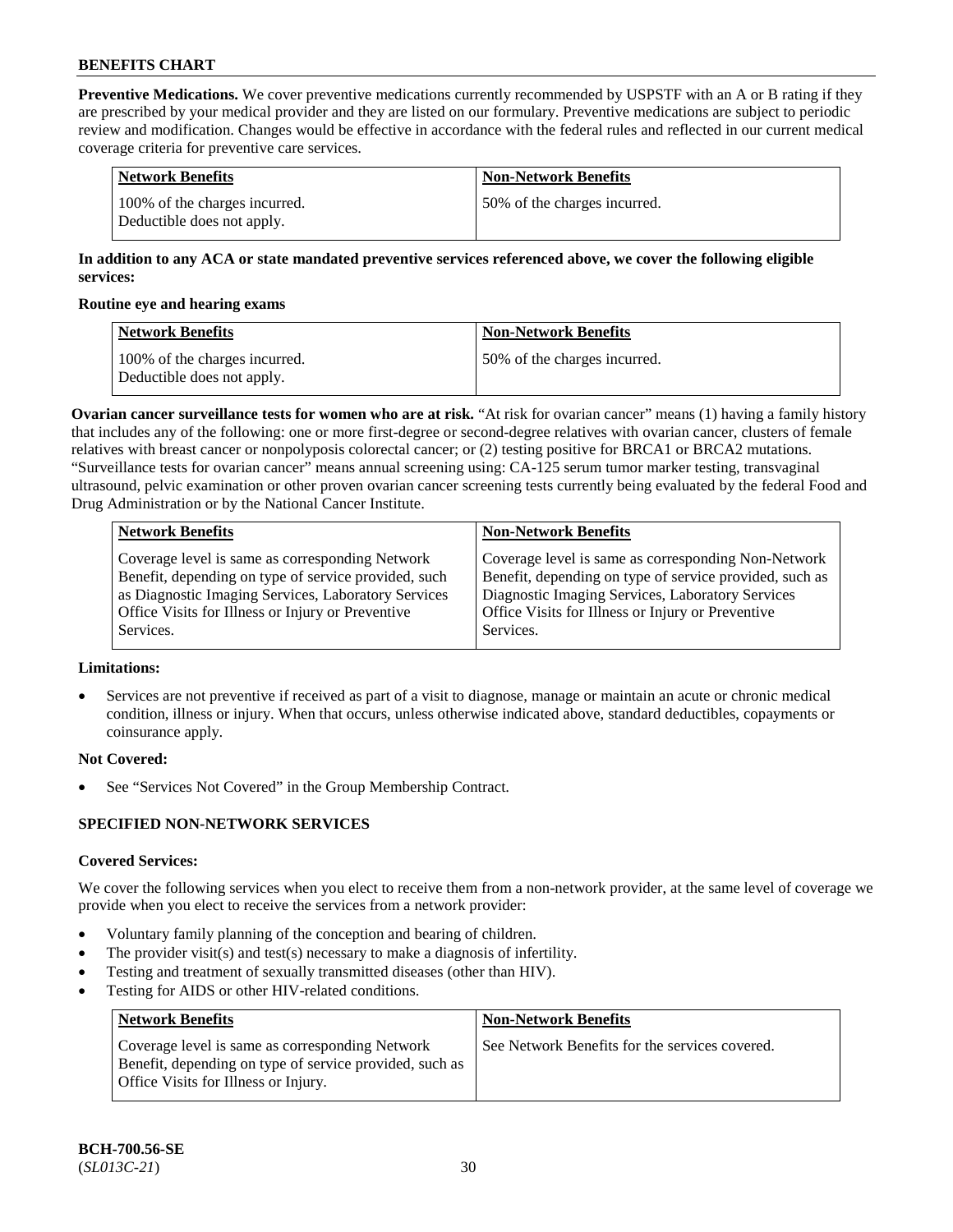**Preventive Medications.** We cover preventive medications currently recommended by USPSTF with an A or B rating if they are prescribed by your medical provider and they are listed on our formulary. Preventive medications are subject to periodic review and modification. Changes would be effective in accordance with the federal rules and reflected in our current medical coverage criteria for preventive care services.

| Network Benefits | Non-Network Benefits |
|---|---|
| 100% of the charges incurred. Deductible does not apply. | 50% of the charges incurred. |

**In addition to any ACA or state mandated preventive services referenced above, we cover the following eligible services:**

**Routine eye and hearing exams**

| Network Benefits | Non-Network Benefits |
|---|---|
| 100% of the charges incurred. Deductible does not apply. | 50% of the charges incurred. |

**Ovarian cancer surveillance tests for women who are at risk.** "At risk for ovarian cancer" means (1) having a family history that includes any of the following: one or more first-degree or second-degree relatives with ovarian cancer, clusters of female relatives with breast cancer or nonpolyposis colorectal cancer; or (2) testing positive for BRCA1 or BRCA2 mutations. "Surveillance tests for ovarian cancer" means annual screening using: CA-125 serum tumor marker testing, transvaginal ultrasound, pelvic examination or other proven ovarian cancer screening tests currently being evaluated by the federal Food and Drug Administration or by the National Cancer Institute.

| Network Benefits | Non-Network Benefits |
|---|---|
| Coverage level is same as corresponding Network Benefit, depending on type of service provided, such as Diagnostic Imaging Services, Laboratory Services Office Visits for Illness or Injury or Preventive Services. | Coverage level is same as corresponding Non-Network Benefit, depending on type of service provided, such as Diagnostic Imaging Services, Laboratory Services Office Visits for Illness or Injury or Preventive Services. |

**Limitations:**

- Services are not preventive if received as part of a visit to diagnose, manage or maintain an acute or chronic medical condition, illness or injury. When that occurs, unless otherwise indicated above, standard deductibles, copayments or coinsurance apply.

**Not Covered:**

- See "Services Not Covered" in the Group Membership Contract.

## SPECIFIED NON-NETWORK SERVICES

**Covered Services:**

We cover the following services when you elect to receive them from a non-network provider, at the same level of coverage we provide when you elect to receive the services from a network provider:

- Voluntary family planning of the conception and bearing of children.
- The provider visit(s) and test(s) necessary to make a diagnosis of infertility.
- Testing and treatment of sexually transmitted diseases (other than HIV).
- Testing for AIDS or other HIV-related conditions.

| Network Benefits | Non-Network Benefits |
|---|---|
| Coverage level is same as corresponding Network Benefit, depending on type of service provided, such as Office Visits for Illness or Injury. | See Network Benefits for the services covered. |

BCH-700.56-SE
(*SL013C-21*)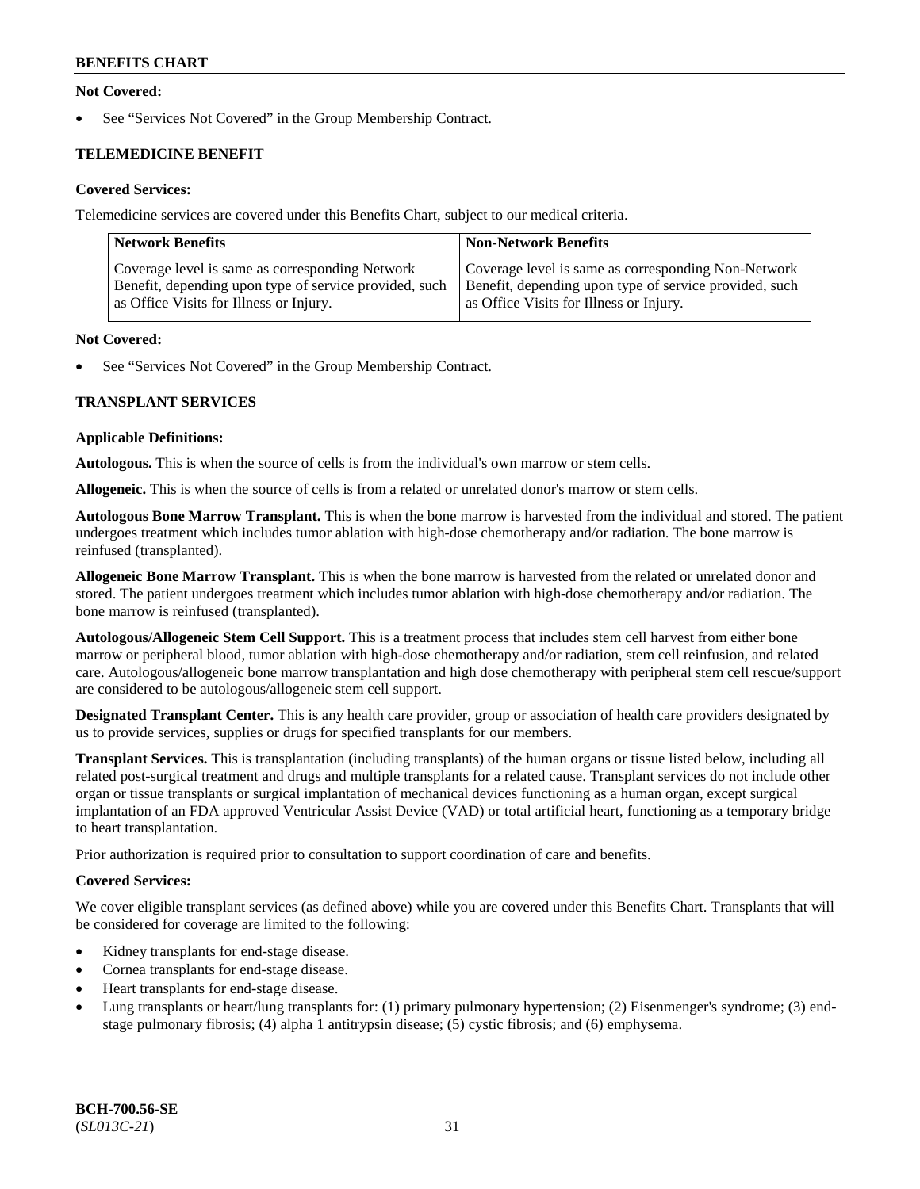**Not Covered:**

- See "Services Not Covered" in the Group Membership Contract.

**TELEMEDICINE BENEFIT**

**Covered Services:**

Telemedicine services are covered under this Benefits Chart, subject to our medical criteria.

| Network Benefits | Non-Network Benefits |
|---|---|
| Coverage level is same as corresponding Network Benefit, depending upon type of service provided, such as Office Visits for Illness or Injury. | Coverage level is same as corresponding Non-Network Benefit, depending upon type of service provided, such as Office Visits for Illness or Injury. |

**Not Covered:**

- See "Services Not Covered" in the Group Membership Contract.

**TRANSPLANT SERVICES**

**Applicable Definitions:**

**Autologous.** This is when the source of cells is from the individual's own marrow or stem cells.

**Allogeneic.** This is when the source of cells is from a related or unrelated donor's marrow or stem cells.

**Autologous Bone Marrow Transplant.** This is when the bone marrow is harvested from the individual and stored. The patient undergoes treatment which includes tumor ablation with high-dose chemotherapy and/or radiation. The bone marrow is reinfused (transplanted).

**Allogeneic Bone Marrow Transplant.** This is when the bone marrow is harvested from the related or unrelated donor and stored. The patient undergoes treatment which includes tumor ablation with high-dose chemotherapy and/or radiation. The bone marrow is reinfused (transplanted).

**Autologous/Allogeneic Stem Cell Support.** This is a treatment process that includes stem cell harvest from either bone marrow or peripheral blood, tumor ablation with high-dose chemotherapy and/or radiation, stem cell reinfusion, and related care. Autologous/allogeneic bone marrow transplantation and high dose chemotherapy with peripheral stem cell rescue/support are considered to be autologous/allogeneic stem cell support.

**Designated Transplant Center.** This is any health care provider, group or association of health care providers designated by us to provide services, supplies or drugs for specified transplants for our members.

**Transplant Services.** This is transplantation (including transplants) of the human organs or tissue listed below, including all related post-surgical treatment and drugs and multiple transplants for a related cause. Transplant services do not include other organ or tissue transplants or surgical implantation of mechanical devices functioning as a human organ, except surgical implantation of an FDA approved Ventricular Assist Device (VAD) or total artificial heart, functioning as a temporary bridge to heart transplantation.

Prior authorization is required prior to consultation to support coordination of care and benefits.

**Covered Services:**

We cover eligible transplant services (as defined above) while you are covered under this Benefits Chart. Transplants that will be considered for coverage are limited to the following:

- Kidney transplants for end-stage disease.
- Cornea transplants for end-stage disease.
- Heart transplants for end-stage disease.
- Lung transplants or heart/lung transplants for: (1) primary pulmonary hypertension; (2) Eisenmenger's syndrome; (3) end-stage pulmonary fibrosis; (4) alpha 1 antitrypsin disease; (5) cystic fibrosis; and (6) emphysema.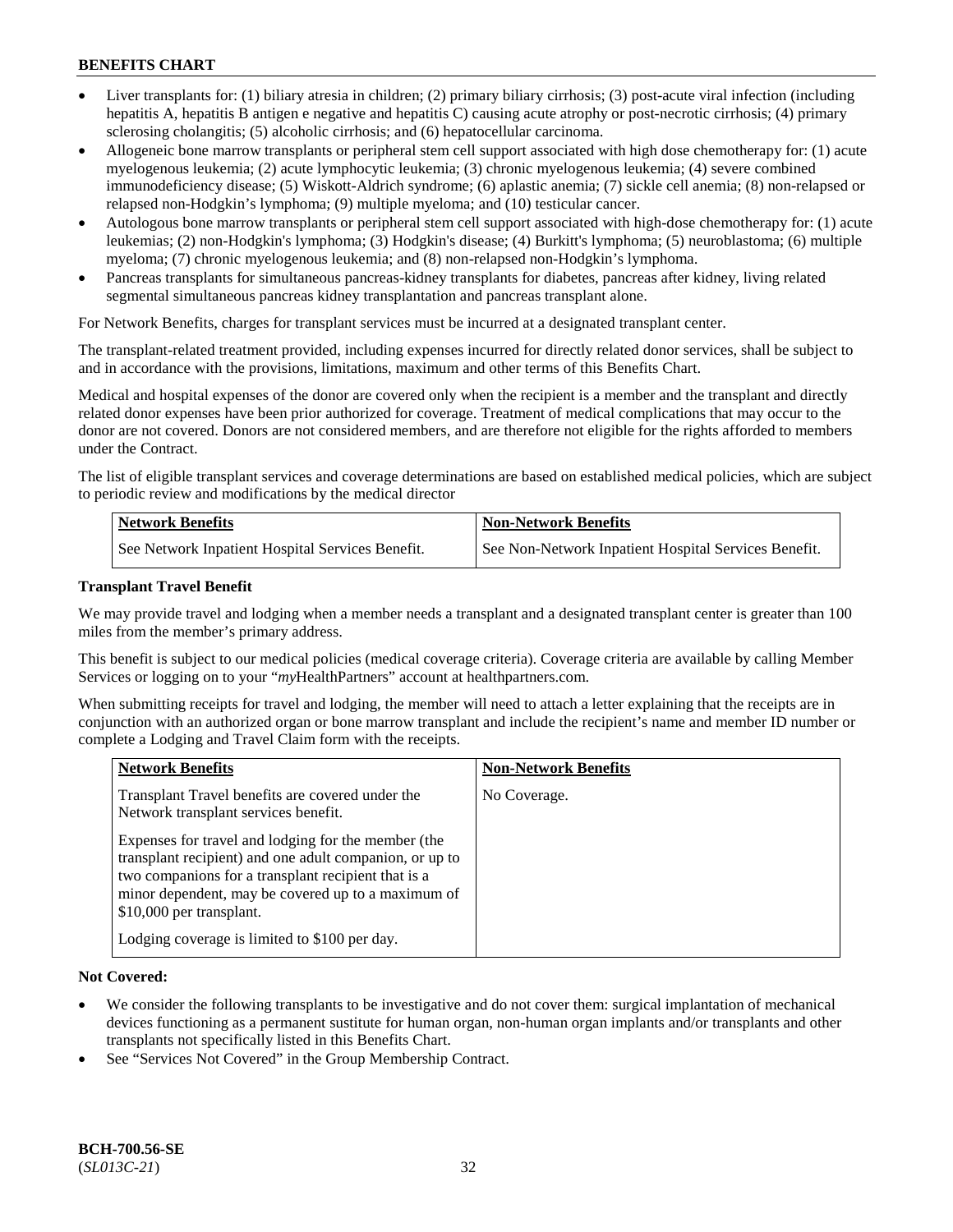- Liver transplants for: (1) biliary atresia in children; (2) primary biliary cirrhosis; (3) post-acute viral infection (including hepatitis A, hepatitis B antigen e negative and hepatitis C) causing acute atrophy or post-necrotic cirrhosis; (4) primary sclerosing cholangitis; (5) alcoholic cirrhosis; and (6) hepatocellular carcinoma.
- Allogeneic bone marrow transplants or peripheral stem cell support associated with high dose chemotherapy for: (1) acute myelogenous leukemia; (2) acute lymphocytic leukemia; (3) chronic myelogenous leukemia; (4) severe combined immunodeficiency disease; (5) Wiskott-Aldrich syndrome; (6) aplastic anemia; (7) sickle cell anemia; (8) non-relapsed or relapsed non-Hodgkin's lymphoma; (9) multiple myeloma; and (10) testicular cancer.
- Autologous bone marrow transplants or peripheral stem cell support associated with high-dose chemotherapy for: (1) acute leukemias; (2) non-Hodgkin's lymphoma; (3) Hodgkin's disease; (4) Burkitt's lymphoma; (5) neuroblastoma; (6) multiple myeloma; (7) chronic myelogenous leukemia; and (8) non-relapsed non-Hodgkin's lymphoma.
- Pancreas transplants for simultaneous pancreas-kidney transplants for diabetes, pancreas after kidney, living related segmental simultaneous pancreas kidney transplantation and pancreas transplant alone.

For Network Benefits, charges for transplant services must be incurred at a designated transplant center.

The transplant-related treatment provided, including expenses incurred for directly related donor services, shall be subject to and in accordance with the provisions, limitations, maximum and other terms of this Benefits Chart.

Medical and hospital expenses of the donor are covered only when the recipient is a member and the transplant and directly related donor expenses have been prior authorized for coverage. Treatment of medical complications that may occur to the donor are not covered. Donors are not considered members, and are therefore not eligible for the rights afforded to members under the Contract.

The list of eligible transplant services and coverage determinations are based on established medical policies, which are subject to periodic review and modifications by the medical director

| Network Benefits | Non-Network Benefits |
|---|---|
| See Network Inpatient Hospital Services Benefit. | See Non-Network Inpatient Hospital Services Benefit. |

**Transplant Travel Benefit**

We may provide travel and lodging when a member needs a transplant and a designated transplant center is greater than 100 miles from the member's primary address.

This benefit is subject to our medical policies (medical coverage criteria). Coverage criteria are available by calling Member Services or logging on to your "*my*HealthPartners" account at healthpartners.com.

When submitting receipts for travel and lodging, the member will need to attach a letter explaining that the receipts are in conjunction with an authorized organ or bone marrow transplant and include the recipient's name and member ID number or complete a Lodging and Travel Claim form with the receipts.

| Network Benefits | Non-Network Benefits |
|---|---|
| Transplant Travel benefits are covered under the Network transplant services benefit.<br><br>Expenses for travel and lodging for the member (the transplant recipient) and one adult companion, or up to two companions for a transplant recipient that is a minor dependent, may be covered up to a maximum of $10,000 per transplant.<br><br>Lodging coverage is limited to $100 per day. | No Coverage. |

**Not Covered:**

- We consider the following transplants to be investigative and do not cover them: surgical implantation of mechanical devices functioning as a permanent sustitute for human organ, non-human organ implants and/or transplants and other transplants not specifically listed in this Benefits Chart.
- See "Services Not Covered" in the Group Membership Contract.